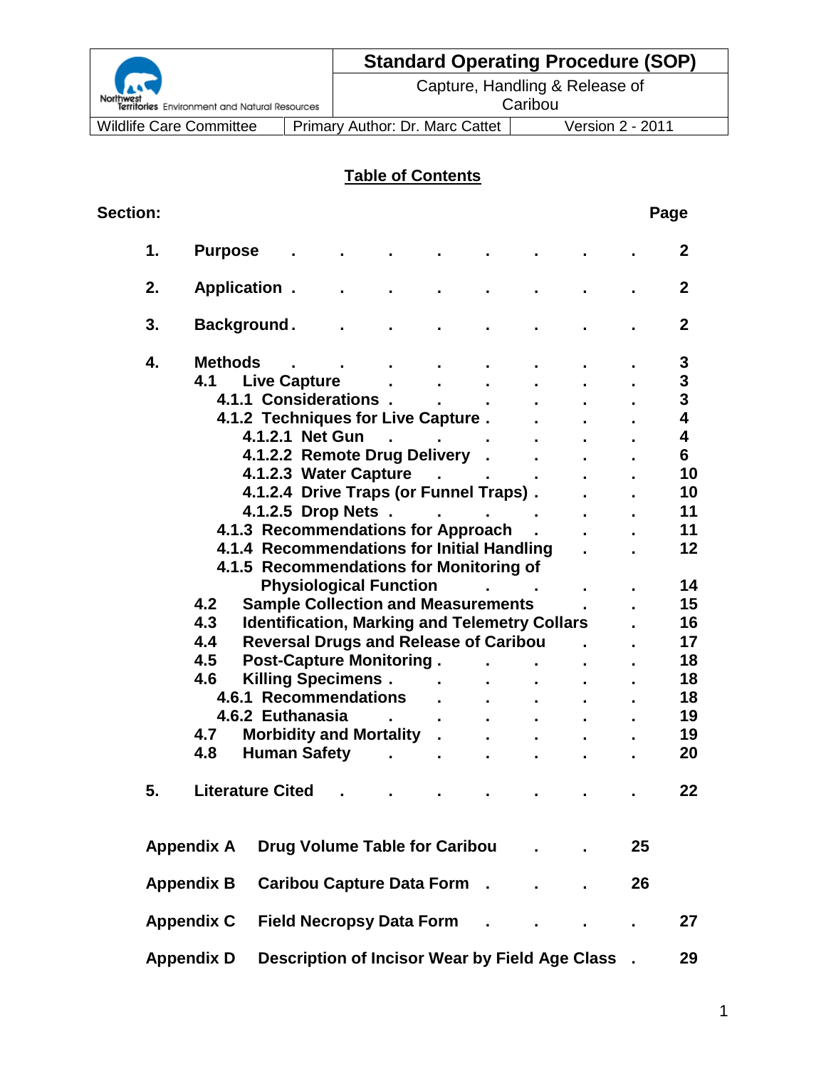| Northwest Territories Environment and Natural Resources | Standard Operating Procedure (SOP) Capture, Handling & Release of Caribou | |
|---|---|---|
| Wildlife Care Committee | Primary Author: Dr. Marc Cattet | Version 2 - 2011 |

## Table of Contents

| Section: | | Page |
|---|---|---|
| 1. | **Purpose** | 2 |
| 2. | **Application** | 2 |
| 3. | **Background** | 2 |
| 4. | **Methods** | 3 |
| | 4.1 Live Capture | 3 |
| | 4.1.1 Considerations | 3 |
| | 4.1.2 Techniques for Live Capture | 4 |
| | 4.1.2.1 Net Gun | 4 |
| | 4.1.2.2 Remote Drug Delivery | 6 |
| | 4.1.2.3 Water Capture | 10 |
| | 4.1.2.4 Drive Traps (or Funnel Traps) | 10 |
| | 4.1.2.5 Drop Nets | 11 |
| | 4.1.3 Recommendations for Approach | 11 |
| | 4.1.4 Recommendations for Initial Handling | 12 |
| | 4.1.5 Recommendations for Monitoring of Physiological Function | 14 |
| | 4.2 Sample Collection and Measurements | 15 |
| | 4.3 Identification, Marking and Telemetry Collars | 16 |
| | 4.4 Reversal Drugs and Release of Caribou | 17 |
| | 4.5 Post-Capture Monitoring | 18 |
| | 4.6 Killing Specimens | 18 |
| | 4.6.1 Recommendations | 18 |
| | 4.6.2 Euthanasia | 19 |
| | 4.7 Morbidity and Mortality | 19 |
| | 4.8 Human Safety | 20 |
| 5. | **Literature Cited** | 22 |
| **Appendix A** | **Drug Volume Table for Caribou** | 25 |
| **Appendix B** | **Caribou Capture Data Form** | 26 |
| **Appendix C** | **Field Necropsy Data Form** | 27 |
| **Appendix D** | **Description of Incisor Wear by Field Age Class** | 29 |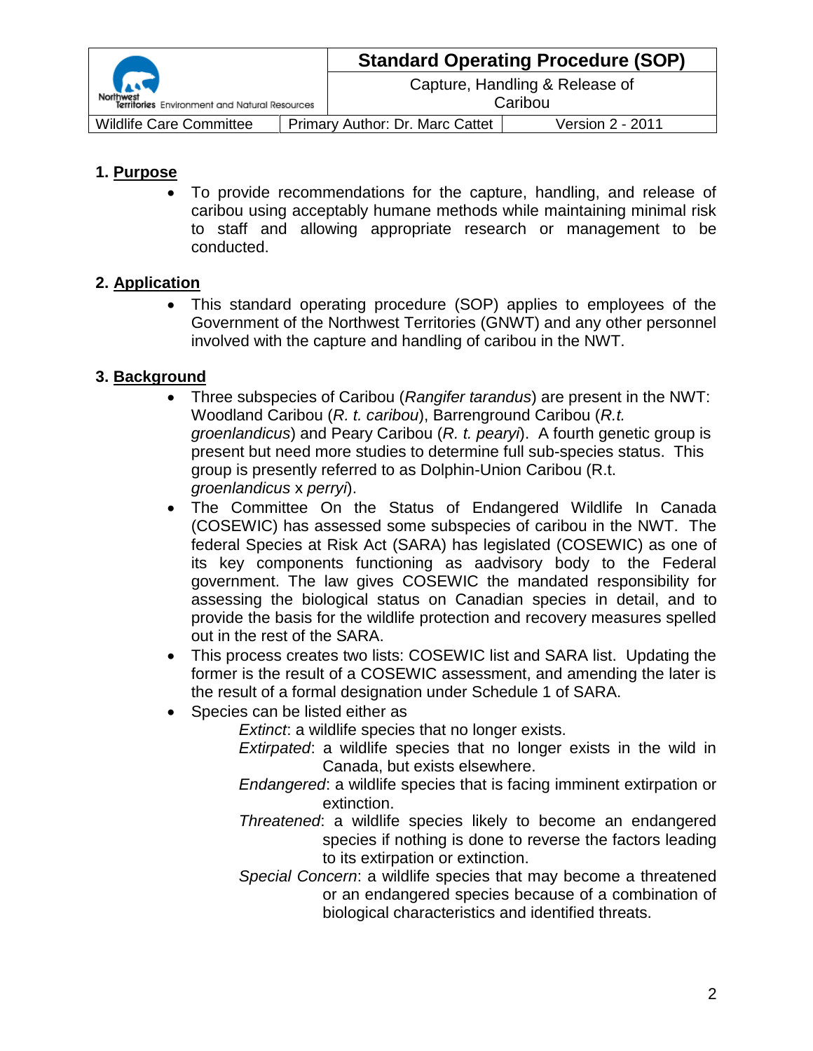| Northwest Territories Environment and Natural Resources | | Standard Operating Procedure (SOP) |
| --- | --- | --- |
| | | Capture, Handling & Release of Caribou |
| Wildlife Care Committee | Primary Author: Dr. Marc Cattet | Version 2 - 2011 |

**1. Purpose**

- To provide recommendations for the capture, handling, and release of caribou using acceptably humane methods while maintaining minimal risk to staff and allowing appropriate research or management to be conducted.

**2. Application**

- This standard operating procedure (SOP) applies to employees of the Government of the Northwest Territories (GNWT) and any other personnel involved with the capture and handling of caribou in the NWT.

**3. Background**

- Three subspecies of Caribou (*Rangifer tarandus*) are present in the NWT: Woodland Caribou (*R. t. caribou*), Barrenground Caribou (*R.t. groenlandicus*) and Peary Caribou (*R. t. pearyi*). A fourth genetic group is present but need more studies to determine full sub-species status. This group is presently referred to as Dolphin-Union Caribou (R.t. *groenlandicus* x *perryi*).
- The Committee On the Status of Endangered Wildlife In Canada (COSEWIC) has assessed some subspecies of caribou in the NWT. The federal Species at Risk Act (SARA) has legislated (COSEWIC) as one of its key components functioning as aadvisory body to the Federal government. The law gives COSEWIC the mandated responsibility for assessing the biological status on Canadian species in detail, and to provide the basis for the wildlife protection and recovery measures spelled out in the rest of the SARA.
- This process creates two lists: COSEWIC list and SARA list. Updating the former is the result of a COSEWIC assessment, and amending the later is the result of a formal designation under Schedule 1 of SARA.
- Species can be listed either as
  - *Extinct*: a wildlife species that no longer exists.
  - *Extirpated*: a wildlife species that no longer exists in the wild in Canada, but exists elsewhere.
  - *Endangered*: a wildlife species that is facing imminent extirpation or extinction.
  - *Threatened*: a wildlife species likely to become an endangered species if nothing is done to reverse the factors leading to its extirpation or extinction.
  - *Special Concern*: a wildlife species that may become a threatened or an endangered species because of a combination of biological characteristics and identified threats.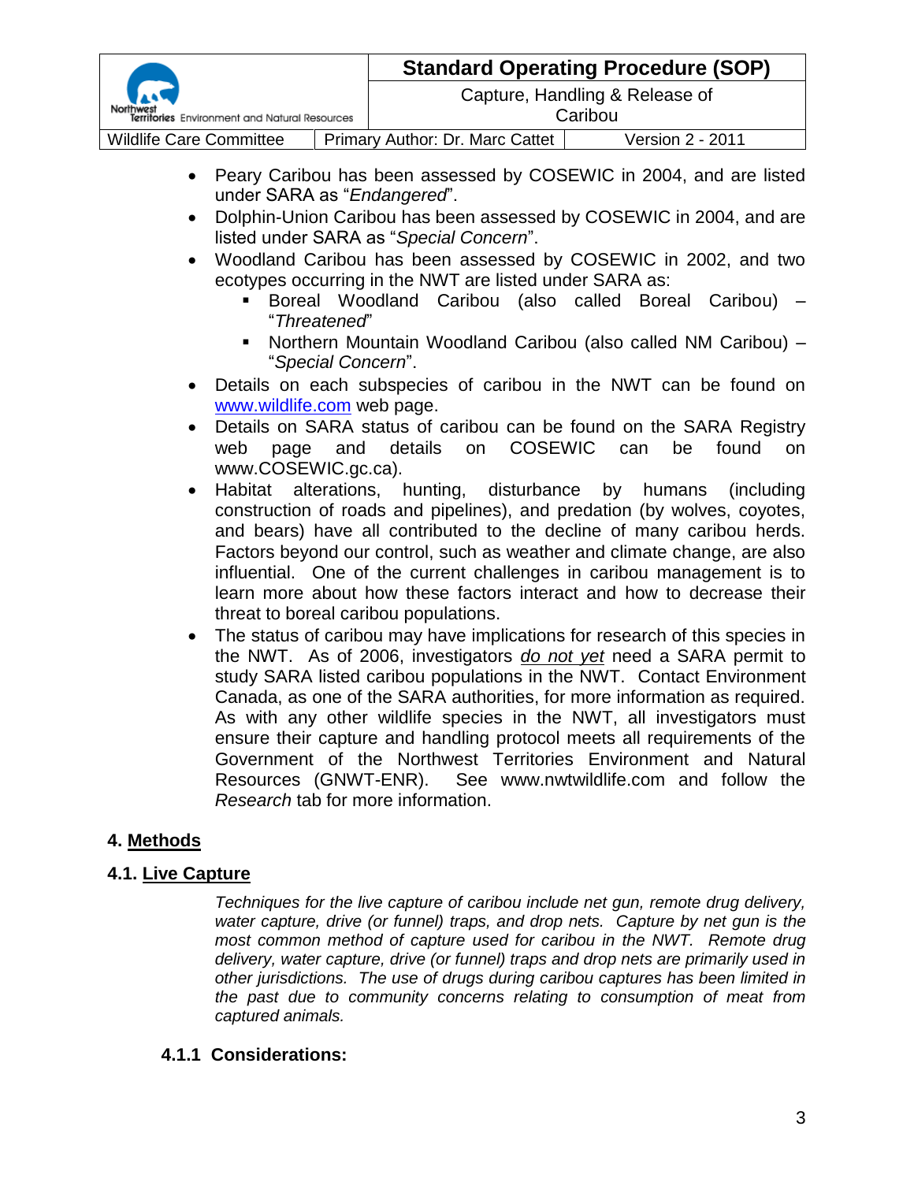- Peary Caribou has been assessed by COSEWIC in 2004, and are listed under SARA as "*Endangered*".
- Dolphin-Union Caribou has been assessed by COSEWIC in 2004, and are listed under SARA as "*Special Concern*".
- Woodland Caribou has been assessed by COSEWIC in 2002, and two ecotypes occurring in the NWT are listed under SARA as:
  - Boreal Woodland Caribou (also called Boreal Caribou) – "*Threatened*"
  - Northern Mountain Woodland Caribou (also called NM Caribou) – "*Special Concern*".
- Details on each subspecies of caribou in the NWT can be found on [www.wildlife.com](www.wildlife.com) web page.
- Details on SARA status of caribou can be found on the SARA Registry web page and details on COSEWIC can be found on www.COSEWIC.gc.ca).
- Habitat alterations, hunting, disturbance by humans (including construction of roads and pipelines), and predation (by wolves, coyotes, and bears) have all contributed to the decline of many caribou herds. Factors beyond our control, such as weather and climate change, are also influential. One of the current challenges in caribou management is to learn more about how these factors interact and how to decrease their threat to boreal caribou populations.
- The status of caribou may have implications for research of this species in the NWT. As of 2006, investigators <u>*do not yet*</u> need a SARA permit to study SARA listed caribou populations in the NWT. Contact Environment Canada, as one of the SARA authorities, for more information as required. As with any other wildlife species in the NWT, all investigators must ensure their capture and handling protocol meets all requirements of the Government of the Northwest Territories Environment and Natural Resources (GNWT-ENR). See www.nwtwildlife.com and follow the *Research* tab for more information.

## 4. Methods

## 4.1. Live Capture

*Techniques for the live capture of caribou include net gun, remote drug delivery, water capture, drive (or funnel) traps, and drop nets. Capture by net gun is the most common method of capture used for caribou in the NWT. Remote drug delivery, water capture, drive (or funnel) traps and drop nets are primarily used in other jurisdictions. The use of drugs during caribou captures has been limited in the past due to community concerns relating to consumption of meat from captured animals.*

### 4.1.1 Considerations: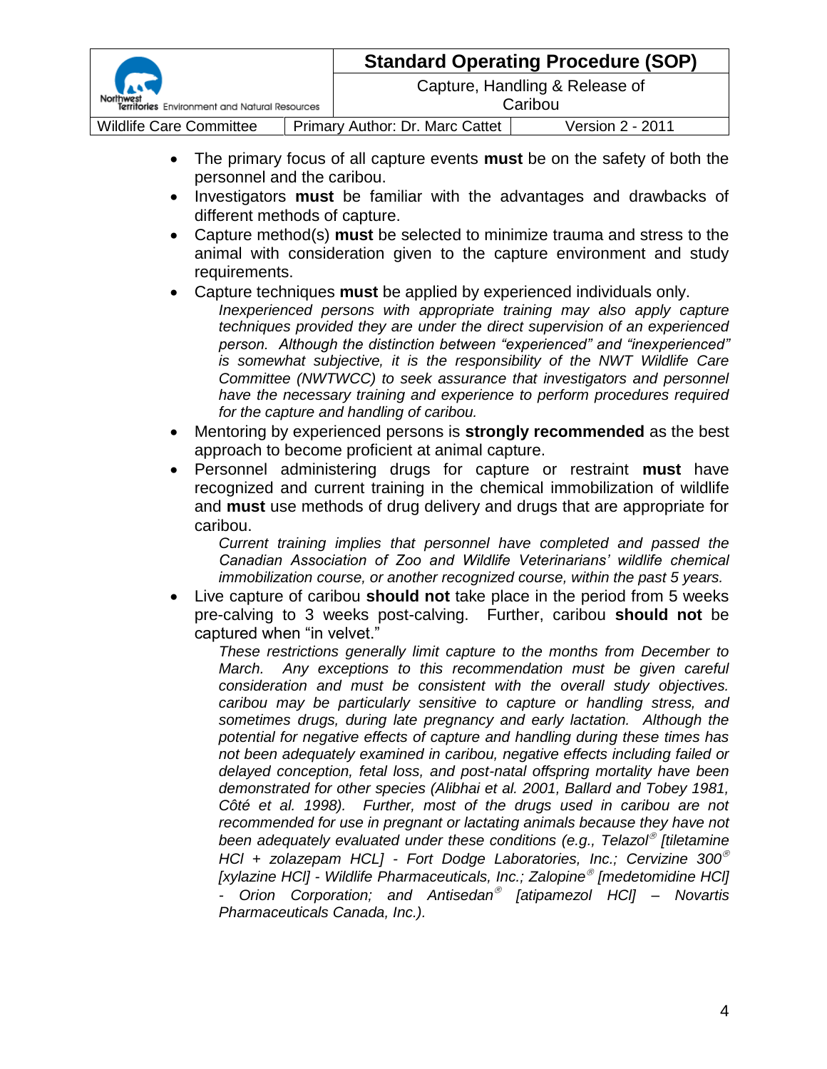- The primary focus of all capture events **must** be on the safety of both the personnel and the caribou.
- Investigators **must** be familiar with the advantages and drawbacks of different methods of capture.
- Capture method(s) **must** be selected to minimize trauma and stress to the animal with consideration given to the capture environment and study requirements.
- Capture techniques **must** be applied by experienced individuals only.

  *Inexperienced persons with appropriate training may also apply capture techniques provided they are under the direct supervision of an experienced person. Although the distinction between "experienced" and "inexperienced" is somewhat subjective, it is the responsibility of the NWT Wildlife Care Committee (NWTWCC) to seek assurance that investigators and personnel have the necessary training and experience to perform procedures required for the capture and handling of caribou.*

- Mentoring by experienced persons is **strongly recommended** as the best approach to become proficient at animal capture.
- Personnel administering drugs for capture or restraint **must** have recognized and current training in the chemical immobilization of wildlife and **must** use methods of drug delivery and drugs that are appropriate for caribou.

  *Current training implies that personnel have completed and passed the Canadian Association of Zoo and Wildlife Veterinarians' wildlife chemical immobilization course, or another recognized course, within the past 5 years.*

- Live capture of caribou **should not** take place in the period from 5 weeks pre-calving to 3 weeks post-calving. Further, caribou **should not** be captured when "in velvet."

  *These restrictions generally limit capture to the months from December to March. Any exceptions to this recommendation must be given careful consideration and must be consistent with the overall study objectives. caribou may be particularly sensitive to capture or handling stress, and sometimes drugs, during late pregnancy and early lactation. Although the potential for negative effects of capture and handling during these times has not been adequately examined in caribou, negative effects including failed or delayed conception, fetal loss, and post-natal offspring mortality have been demonstrated for other species (Alibhai et al. 2001, Ballard and Tobey 1981, Côté et al. 1998). Further, most of the drugs used in caribou are not recommended for use in pregnant or lactating animals because they have not been adequately evaluated under these conditions (e.g., Telazol® [tiletamine HCl + zolazepam HCL] - Fort Dodge Laboratories, Inc.; Cervizine 300® [xylazine HCl] - Wildlife Pharmaceuticals, Inc.; Zalopine® [medetomidine HCl] - Orion Corporation; and Antisedan® [atipamezol HCl] – Novartis Pharmaceuticals Canada, Inc.).*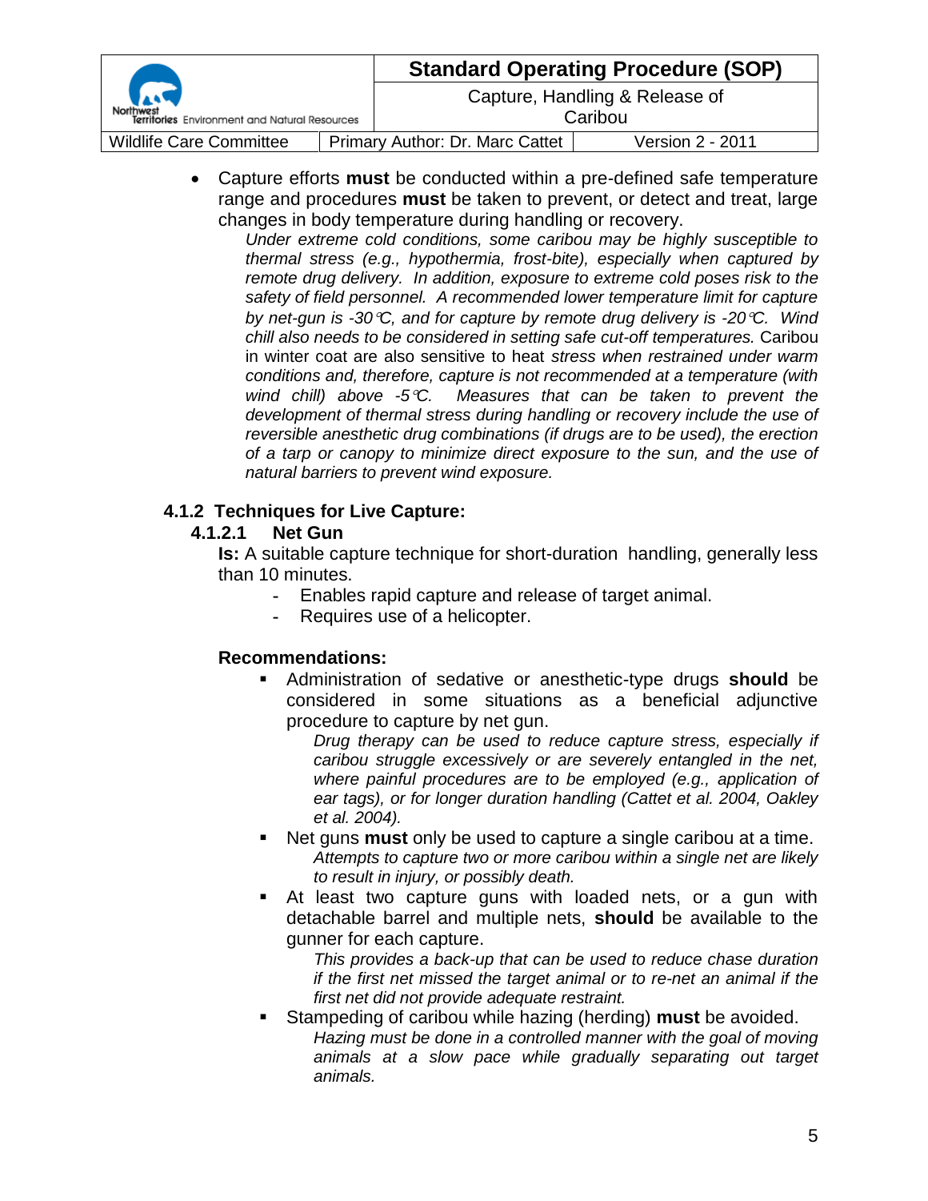- Capture efforts **must** be conducted within a pre-defined safe temperature range and procedures **must** be taken to prevent, or detect and treat, large changes in body temperature during handling or recovery.
  *Under extreme cold conditions, some caribou may be highly susceptible to thermal stress (e.g., hypothermia, frost-bite), especially when captured by remote drug delivery. In addition, exposure to extreme cold poses risk to the safety of field personnel. A recommended lower temperature limit for capture by net-gun is -30°C, and for capture by remote drug delivery is -20°C. Wind chill also needs to be considered in setting safe cut-off temperatures.* Caribou in winter coat are also sensitive to heat *stress when restrained under warm conditions and, therefore, capture is not recommended at a temperature (with wind chill) above -5°C. Measures that can be taken to prevent the development of thermal stress during handling or recovery include the use of reversible anesthetic drug combinations (if drugs are to be used), the erection of a tarp or canopy to minimize direct exposure to the sun, and the use of natural barriers to prevent wind exposure.*

### 4.1.2 Techniques for Live Capture:

#### 4.1.2.1 Net Gun

**Is:** A suitable capture technique for short-duration handling, generally less than 10 minutes.

- Enables rapid capture and release of target animal.
- Requires use of a helicopter.

**Recommendations:**

- Administration of sedative or anesthetic-type drugs **should** be considered in some situations as a beneficial adjunctive procedure to capture by net gun.
  *Drug therapy can be used to reduce capture stress, especially if caribou struggle excessively or are severely entangled in the net, where painful procedures are to be employed (e.g., application of ear tags), or for longer duration handling (Cattet et al. 2004, Oakley et al. 2004).*
- Net guns **must** only be used to capture a single caribou at a time.
  *Attempts to capture two or more caribou within a single net are likely to result in injury, or possibly death.*
- At least two capture guns with loaded nets, or a gun with detachable barrel and multiple nets, **should** be available to the gunner for each capture.
  *This provides a back-up that can be used to reduce chase duration if the first net missed the target animal or to re-net an animal if the first net did not provide adequate restraint.*
- Stampeding of caribou while hazing (herding) **must** be avoided.
  *Hazing must be done in a controlled manner with the goal of moving animals at a slow pace while gradually separating out target animals.*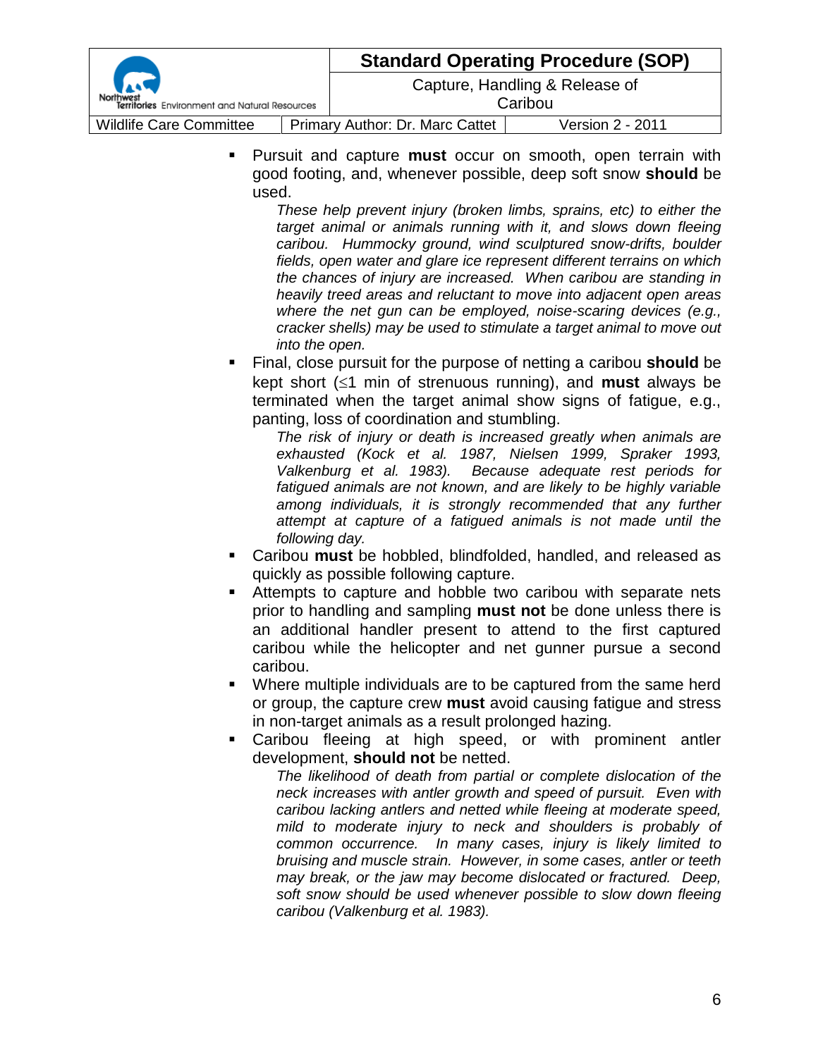- Pursuit and capture **must** occur on smooth, open terrain with good footing, and, whenever possible, deep soft snow **should** be used.

  *These help prevent injury (broken limbs, sprains, etc) to either the target animal or animals running with it, and slows down fleeing caribou. Hummocky ground, wind sculptured snow-drifts, boulder fields, open water and glare ice represent different terrains on which the chances of injury are increased. When caribou are standing in heavily treed areas and reluctant to move into adjacent open areas where the net gun can be employed, noise-scaring devices (e.g., cracker shells) may be used to stimulate a target animal to move out into the open.*

- Final, close pursuit for the purpose of netting a caribou **should** be kept short ($\leq$1 min of strenuous running), and **must** always be terminated when the target animal show signs of fatigue, e.g., panting, loss of coordination and stumbling.

  *The risk of injury or death is increased greatly when animals are exhausted (Kock et al. 1987, Nielsen 1999, Spraker 1993, Valkenburg et al. 1983). Because adequate rest periods for fatigued animals are not known, and are likely to be highly variable among individuals, it is strongly recommended that any further attempt at capture of a fatigued animals is not made until the following day.*

- Caribou **must** be hobbled, blindfolded, handled, and released as quickly as possible following capture.
- Attempts to capture and hobble two caribou with separate nets prior to handling and sampling **must not** be done unless there is an additional handler present to attend to the first captured caribou while the helicopter and net gunner pursue a second caribou.
- Where multiple individuals are to be captured from the same herd or group, the capture crew **must** avoid causing fatigue and stress in non-target animals as a result prolonged hazing.
- Caribou fleeing at high speed, or with prominent antler development, **should not** be netted.

  *The likelihood of death from partial or complete dislocation of the neck increases with antler growth and speed of pursuit. Even with caribou lacking antlers and netted while fleeing at moderate speed, mild to moderate injury to neck and shoulders is probably of common occurrence. In many cases, injury is likely limited to bruising and muscle strain. However, in some cases, antler or teeth may break, or the jaw may become dislocated or fractured. Deep, soft snow should be used whenever possible to slow down fleeing caribou (Valkenburg et al. 1983).*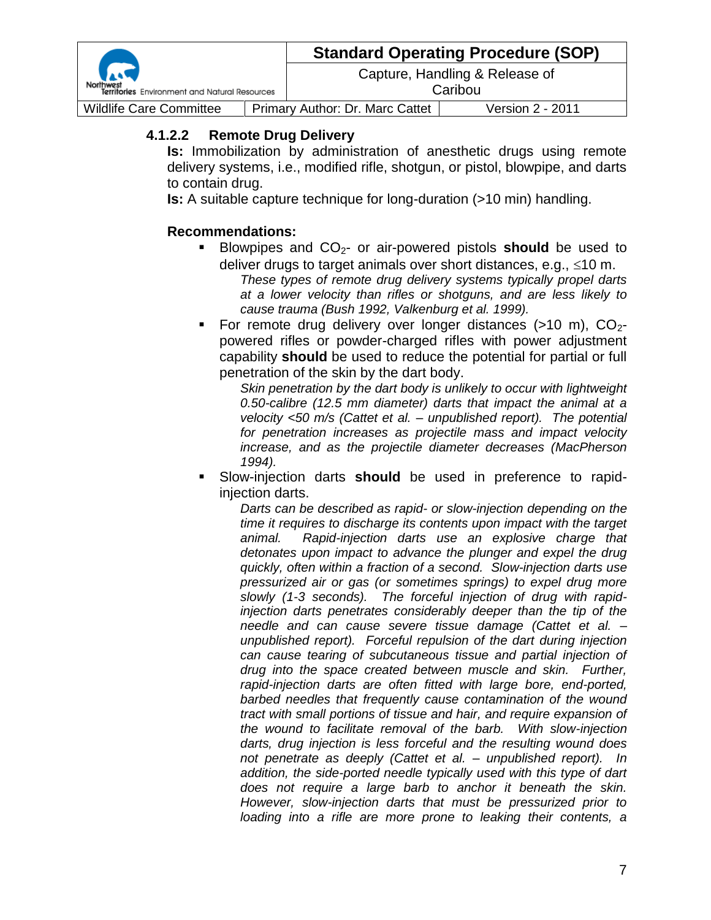#### 4.1.2.2 Remote Drug Delivery

**Is:** Immobilization by administration of anesthetic drugs using remote delivery systems, i.e., modified rifle, shotgun, or pistol, blowpipe, and darts to contain drug.

**Is:** A suitable capture technique for long-duration (>10 min) handling.

**Recommendations:**

- Blowpipes and $CO_2$- or air-powered pistols **should** be used to deliver drugs to target animals over short distances, e.g., ≤10 m.

  *These types of remote drug delivery systems typically propel darts at a lower velocity than rifles or shotguns, and are less likely to cause trauma (Bush 1992, Valkenburg et al. 1999).*

- For remote drug delivery over longer distances (>10 m), $CO_2$-powered rifles or powder-charged rifles with power adjustment capability **should** be used to reduce the potential for partial or full penetration of the skin by the dart body.

  *Skin penetration by the dart body is unlikely to occur with lightweight 0.50-calibre (12.5 mm diameter) darts that impact the animal at a velocity <50 m/s (Cattet et al. – unpublished report). The potential for penetration increases as projectile mass and impact velocity increase, and as the projectile diameter decreases (MacPherson 1994).*

- Slow-injection darts **should** be used in preference to rapid-injection darts.

  *Darts can be described as rapid- or slow-injection depending on the time it requires to discharge its contents upon impact with the target animal. Rapid-injection darts use an explosive charge that detonates upon impact to advance the plunger and expel the drug quickly, often within a fraction of a second. Slow-injection darts use pressurized air or gas (or sometimes springs) to expel drug more slowly (1-3 seconds). The forceful injection of drug with rapid-injection darts penetrates considerably deeper than the tip of the needle and can cause severe tissue damage (Cattet et al. – unpublished report). Forceful repulsion of the dart during injection can cause tearing of subcutaneous tissue and partial injection of drug into the space created between muscle and skin. Further, rapid-injection darts are often fitted with large bore, end-ported, barbed needles that frequently cause contamination of the wound tract with small portions of tissue and hair, and require expansion of the wound to facilitate removal of the barb. With slow-injection darts, drug injection is less forceful and the resulting wound does not penetrate as deeply (Cattet et al. – unpublished report). In addition, the side-ported needle typically used with this type of dart does not require a large barb to anchor it beneath the skin. However, slow-injection darts that must be pressurized prior to loading into a rifle are more prone to leaking their contents, a*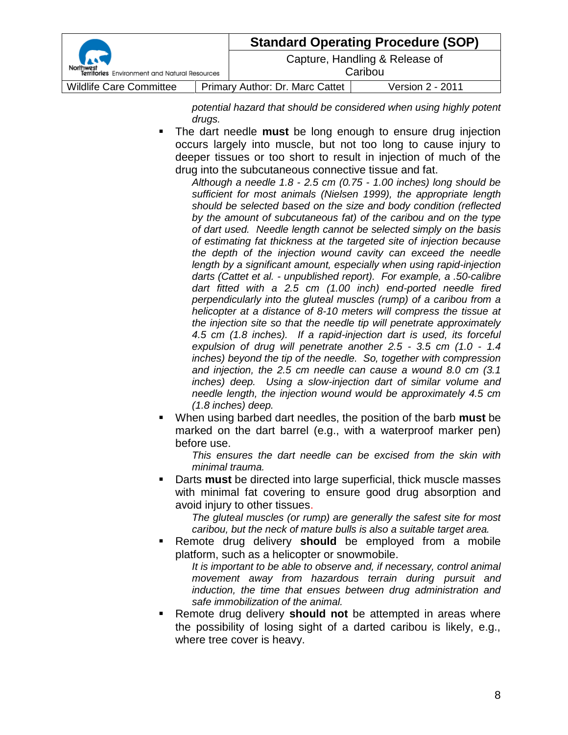*potential hazard that should be considered when using highly potent drugs.*

- The dart needle **must** be long enough to ensure drug injection occurs largely into muscle, but not too long to cause injury to deeper tissues or too short to result in injection of much of the drug into the subcutaneous connective tissue and fat.

  *Although a needle 1.8 - 2.5 cm (0.75 - 1.00 inches) long should be sufficient for most animals (Nielsen 1999), the appropriate length should be selected based on the size and body condition (reflected by the amount of subcutaneous fat) of the caribou and on the type of dart used. Needle length cannot be selected simply on the basis of estimating fat thickness at the targeted site of injection because the depth of the injection wound cavity can exceed the needle length by a significant amount, especially when using rapid-injection darts (Cattet et al. - unpublished report). For example, a .50-calibre dart fitted with a 2.5 cm (1.00 inch) end-ported needle fired perpendicularly into the gluteal muscles (rump) of a caribou from a helicopter at a distance of 8-10 meters will compress the tissue at the injection site so that the needle tip will penetrate approximately 4.5 cm (1.8 inches). If a rapid-injection dart is used, its forceful expulsion of drug will penetrate another 2.5 - 3.5 cm (1.0 - 1.4 inches) beyond the tip of the needle. So, together with compression and injection, the 2.5 cm needle can cause a wound 8.0 cm (3.1 inches) deep. Using a slow-injection dart of similar volume and needle length, the injection wound would be approximately 4.5 cm (1.8 inches) deep.*

- When using barbed dart needles, the position of the barb **must** be marked on the dart barrel (e.g., with a waterproof marker pen) before use.

  *This ensures the dart needle can be excised from the skin with minimal trauma.*

- Darts **must** be directed into large superficial, thick muscle masses with minimal fat covering to ensure good drug absorption and avoid injury to other tissues.

  *The gluteal muscles (or rump) are generally the safest site for most caribou, but the neck of mature bulls is also a suitable target area.*

- Remote drug delivery **should** be employed from a mobile platform, such as a helicopter or snowmobile.

  *It is important to be able to observe and, if necessary, control animal movement away from hazardous terrain during pursuit and induction, the time that ensues between drug administration and safe immobilization of the animal.*

- Remote drug delivery **should not** be attempted in areas where the possibility of losing sight of a darted caribou is likely, e.g., where tree cover is heavy.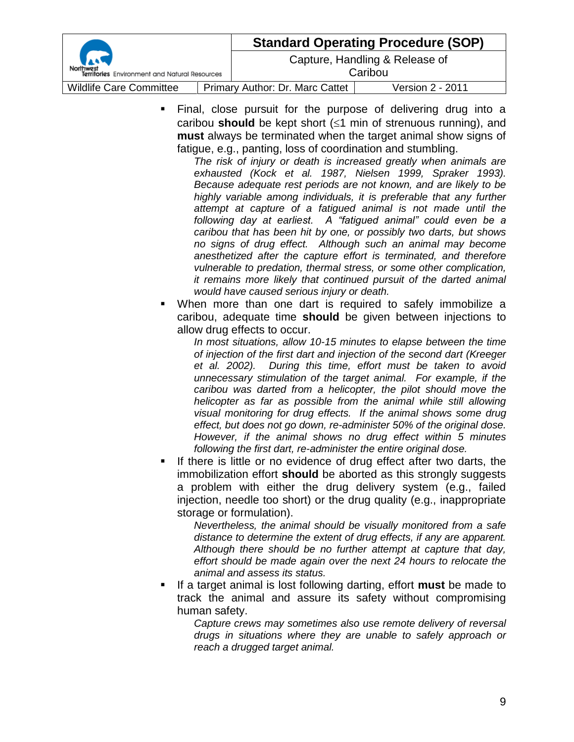- Final, close pursuit for the purpose of delivering drug into a caribou **should** be kept short (≤1 min of strenuous running), and **must** always be terminated when the target animal show signs of fatigue, e.g., panting, loss of coordination and stumbling.

  *The risk of injury or death is increased greatly when animals are exhausted (Kock et al. 1987, Nielsen 1999, Spraker 1993). Because adequate rest periods are not known, and are likely to be highly variable among individuals, it is preferable that any further attempt at capture of a fatigued animal is not made until the following day at earliest. A "fatigued animal" could even be a caribou that has been hit by one, or possibly two darts, but shows no signs of drug effect. Although such an animal may become anesthetized after the capture effort is terminated, and therefore vulnerable to predation, thermal stress, or some other complication, it remains more likely that continued pursuit of the darted animal would have caused serious injury or death.*

- When more than one dart is required to safely immobilize a caribou, adequate time **should** be given between injections to allow drug effects to occur.

  *In most situations, allow 10-15 minutes to elapse between the time of injection of the first dart and injection of the second dart (Kreeger et al. 2002). During this time, effort must be taken to avoid unnecessary stimulation of the target animal. For example, if the caribou was darted from a helicopter, the pilot should move the helicopter as far as possible from the animal while still allowing visual monitoring for drug effects. If the animal shows some drug effect, but does not go down, re-administer 50% of the original dose. However, if the animal shows no drug effect within 5 minutes following the first dart, re-administer the entire original dose.*

- If there is little or no evidence of drug effect after two darts, the immobilization effort **should** be aborted as this strongly suggests a problem with either the drug delivery system (e.g., failed injection, needle too short) or the drug quality (e.g., inappropriate storage or formulation).

  *Nevertheless, the animal should be visually monitored from a safe distance to determine the extent of drug effects, if any are apparent. Although there should be no further attempt at capture that day, effort should be made again over the next 24 hours to relocate the animal and assess its status.*

- If a target animal is lost following darting, effort **must** be made to track the animal and assure its safety without compromising human safety.

  *Capture crews may sometimes also use remote delivery of reversal drugs in situations where they are unable to safely approach or reach a drugged target animal.*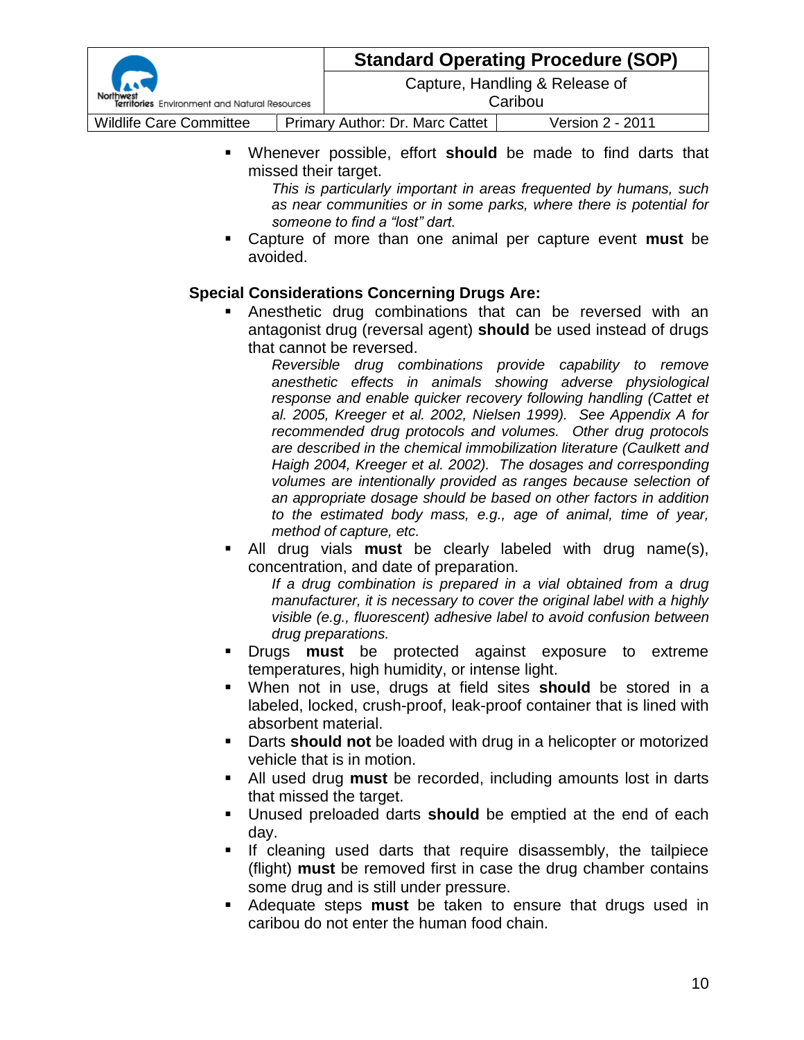- Whenever possible, effort **should** be made to find darts that missed their target.

  *This is particularly important in areas frequented by humans, such as near communities or in some parks, where there is potential for someone to find a "lost" dart.*

- Capture of more than one animal per capture event **must** be avoided.

**Special Considerations Concerning Drugs Are:**

- Anesthetic drug combinations that can be reversed with an antagonist drug (reversal agent) **should** be used instead of drugs that cannot be reversed.

  *Reversible drug combinations provide capability to remove anesthetic effects in animals showing adverse physiological response and enable quicker recovery following handling (Cattet et al. 2005, Kreeger et al. 2002, Nielsen 1999). See Appendix A for recommended drug protocols and volumes. Other drug protocols are described in the chemical immobilization literature (Caulkett and Haigh 2004, Kreeger et al. 2002). The dosages and corresponding volumes are intentionally provided as ranges because selection of an appropriate dosage should be based on other factors in addition to the estimated body mass, e.g., age of animal, time of year, method of capture, etc.*

- All drug vials **must** be clearly labeled with drug name(s), concentration, and date of preparation.

  *If a drug combination is prepared in a vial obtained from a drug manufacturer, it is necessary to cover the original label with a highly visible (e.g., fluorescent) adhesive label to avoid confusion between drug preparations.*

- Drugs **must** be protected against exposure to extreme temperatures, high humidity, or intense light.
- When not in use, drugs at field sites **should** be stored in a labeled, locked, crush-proof, leak-proof container that is lined with absorbent material.
- Darts **should not** be loaded with drug in a helicopter or motorized vehicle that is in motion.
- All used drug **must** be recorded, including amounts lost in darts that missed the target.
- Unused preloaded darts **should** be emptied at the end of each day.
- If cleaning used darts that require disassembly, the tailpiece (flight) **must** be removed first in case the drug chamber contains some drug and is still under pressure.
- Adequate steps **must** be taken to ensure that drugs used in caribou do not enter the human food chain.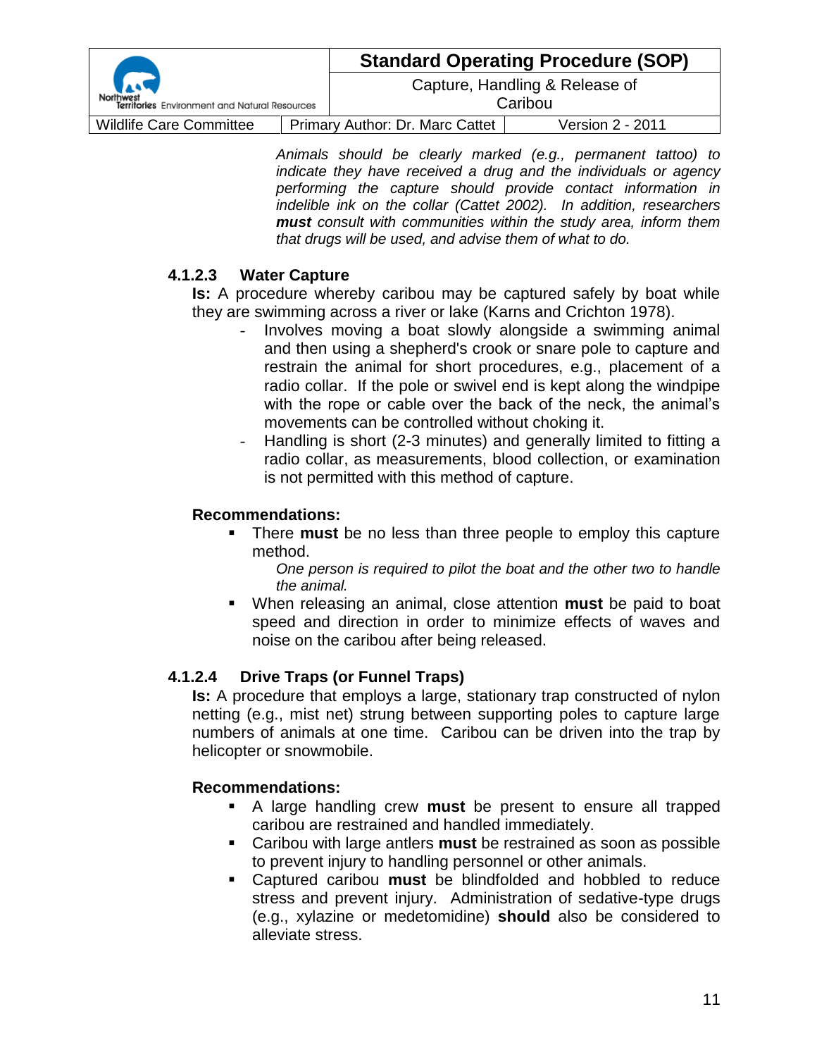*Animals should be clearly marked (e.g., permanent tattoo) to indicate they have received a drug and the individuals or agency performing the capture should provide contact information in indelible ink on the collar (Cattet 2002). In addition, researchers **must** consult with communities within the study area, inform them that drugs will be used, and advise them of what to do.*

#### 4.1.2.3 Water Capture

**Is:** A procedure whereby caribou may be captured safely by boat while they are swimming across a river or lake (Karns and Crichton 1978).

- Involves moving a boat slowly alongside a swimming animal and then using a shepherd's crook or snare pole to capture and restrain the animal for short procedures, e.g., placement of a radio collar. If the pole or swivel end is kept along the windpipe with the rope or cable over the back of the neck, the animal's movements can be controlled without choking it.
- Handling is short (2-3 minutes) and generally limited to fitting a radio collar, as measurements, blood collection, or examination is not permitted with this method of capture.

**Recommendations:**

- There **must** be no less than three people to employ this capture method.

  *One person is required to pilot the boat and the other two to handle the animal.*

- When releasing an animal, close attention **must** be paid to boat speed and direction in order to minimize effects of waves and noise on the caribou after being released.

#### 4.1.2.4 Drive Traps (or Funnel Traps)

**Is:** A procedure that employs a large, stationary trap constructed of nylon netting (e.g., mist net) strung between supporting poles to capture large numbers of animals at one time. Caribou can be driven into the trap by helicopter or snowmobile.

**Recommendations:**

- A large handling crew **must** be present to ensure all trapped caribou are restrained and handled immediately.
- Caribou with large antlers **must** be restrained as soon as possible to prevent injury to handling personnel or other animals.
- Captured caribou **must** be blindfolded and hobbled to reduce stress and prevent injury. Administration of sedative-type drugs (e.g., xylazine or medetomidine) **should** also be considered to alleviate stress.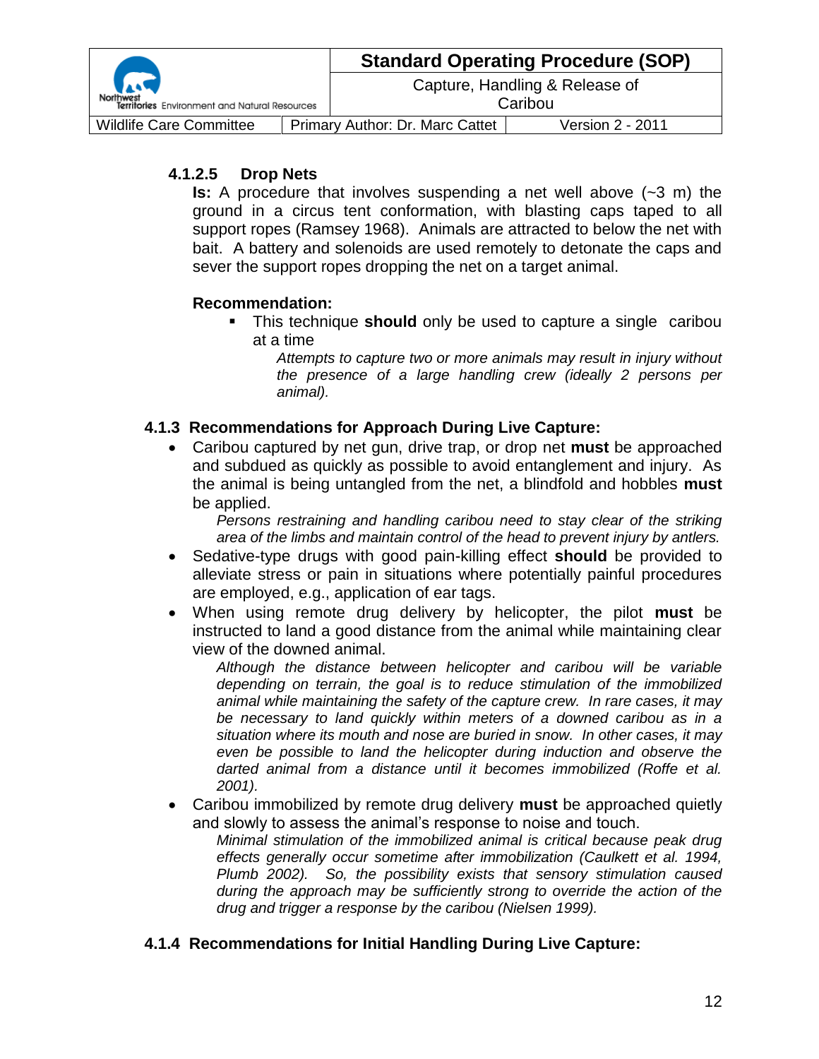#### 4.1.2.5 Drop Nets

**Is:** A procedure that involves suspending a net well above (~3 m) the ground in a circus tent conformation, with blasting caps taped to all support ropes (Ramsey 1968). Animals are attracted to below the net with bait. A battery and solenoids are used remotely to detonate the caps and sever the support ropes dropping the net on a target animal.

**Recommendation:**

- This technique **should** only be used to capture a single caribou at a time

  *Attempts to capture two or more animals may result in injury without the presence of a large handling crew (ideally 2 persons per animal).*

### 4.1.3 Recommendations for Approach During Live Capture:

- Caribou captured by net gun, drive trap, or drop net **must** be approached and subdued as quickly as possible to avoid entanglement and injury. As the animal is being untangled from the net, a blindfold and hobbles **must** be applied.

  *Persons restraining and handling caribou need to stay clear of the striking area of the limbs and maintain control of the head to prevent injury by antlers.*
- Sedative-type drugs with good pain-killing effect **should** be provided to alleviate stress or pain in situations where potentially painful procedures are employed, e.g., application of ear tags.
- When using remote drug delivery by helicopter, the pilot **must** be instructed to land a good distance from the animal while maintaining clear view of the downed animal.

  *Although the distance between helicopter and caribou will be variable depending on terrain, the goal is to reduce stimulation of the immobilized animal while maintaining the safety of the capture crew. In rare cases, it may be necessary to land quickly within meters of a downed caribou as in a situation where its mouth and nose are buried in snow. In other cases, it may even be possible to land the helicopter during induction and observe the darted animal from a distance until it becomes immobilized (Roffe et al. 2001).*
- Caribou immobilized by remote drug delivery **must** be approached quietly and slowly to assess the animal's response to noise and touch.

  *Minimal stimulation of the immobilized animal is critical because peak drug effects generally occur sometime after immobilization (Caulkett et al. 1994, Plumb 2002). So, the possibility exists that sensory stimulation caused during the approach may be sufficiently strong to override the action of the drug and trigger a response by the caribou (Nielsen 1999).*

### 4.1.4 Recommendations for Initial Handling During Live Capture: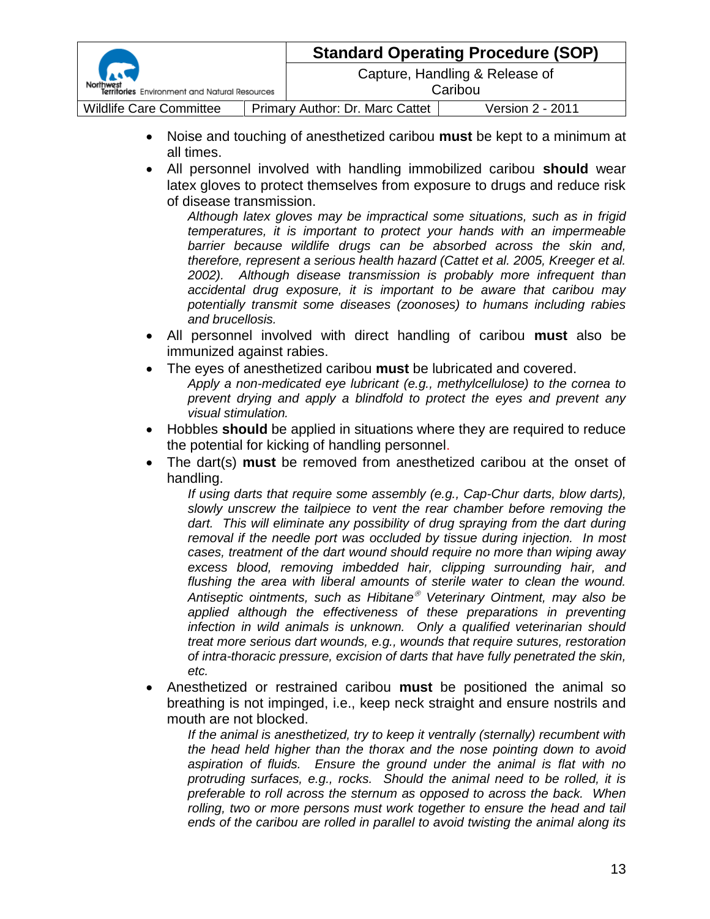- Noise and touching of anesthetized caribou **must** be kept to a minimum at all times.
- All personnel involved with handling immobilized caribou **should** wear latex gloves to protect themselves from exposure to drugs and reduce risk of disease transmission.

  *Although latex gloves may be impractical some situations, such as in frigid temperatures, it is important to protect your hands with an impermeable barrier because wildlife drugs can be absorbed across the skin and, therefore, represent a serious health hazard (Cattet et al. 2005, Kreeger et al. 2002). Although disease transmission is probably more infrequent than accidental drug exposure, it is important to be aware that caribou may potentially transmit some diseases (zoonoses) to humans including rabies and brucellosis.*

- All personnel involved with direct handling of caribou **must** also be immunized against rabies.
- The eyes of anesthetized caribou **must** be lubricated and covered.

  *Apply a non-medicated eye lubricant (e.g., methylcellulose) to the cornea to prevent drying and apply a blindfold to protect the eyes and prevent any visual stimulation.*

- Hobbles **should** be applied in situations where they are required to reduce the potential for kicking of handling personnel.
- The dart(s) **must** be removed from anesthetized caribou at the onset of handling.

  *If using darts that require some assembly (e.g., Cap-Chur darts, blow darts), slowly unscrew the tailpiece to vent the rear chamber before removing the dart. This will eliminate any possibility of drug spraying from the dart during removal if the needle port was occluded by tissue during injection. In most cases, treatment of the dart wound should require no more than wiping away excess blood, removing imbedded hair, clipping surrounding hair, and flushing the area with liberal amounts of sterile water to clean the wound. Antiseptic ointments, such as Hibitane® Veterinary Ointment, may also be applied although the effectiveness of these preparations in preventing infection in wild animals is unknown. Only a qualified veterinarian should treat more serious dart wounds, e.g., wounds that require sutures, restoration of intra-thoracic pressure, excision of darts that have fully penetrated the skin, etc.*

- Anesthetized or restrained caribou **must** be positioned the animal so breathing is not impinged, i.e., keep neck straight and ensure nostrils and mouth are not blocked.

  *If the animal is anesthetized, try to keep it ventrally (sternally) recumbent with the head held higher than the thorax and the nose pointing down to avoid aspiration of fluids. Ensure the ground under the animal is flat with no protruding surfaces, e.g., rocks. Should the animal need to be rolled, it is preferable to roll across the sternum as opposed to across the back. When rolling, two or more persons must work together to ensure the head and tail ends of the caribou are rolled in parallel to avoid twisting the animal along its*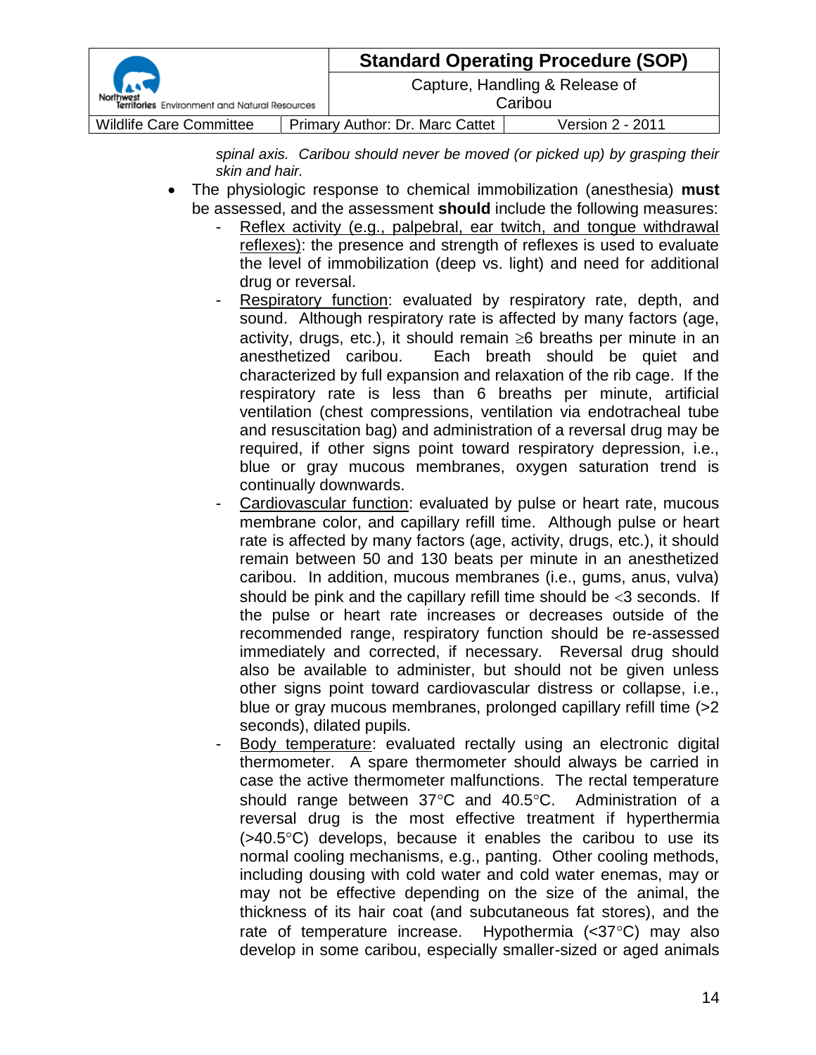*spinal axis. Caribou should never be moved (or picked up) by grasping their skin and hair.*

- The physiologic response to chemical immobilization (anesthesia) **must** be assessed, and the assessment **should** include the following measures:
  - Reflex activity (e.g., palpebral, ear twitch, and tongue withdrawal reflexes): the presence and strength of reflexes is used to evaluate the level of immobilization (deep vs. light) and need for additional drug or reversal.
  - Respiratory function: evaluated by respiratory rate, depth, and sound. Although respiratory rate is affected by many factors (age, activity, drugs, etc.), it should remain $\geq$6 breaths per minute in an anesthetized caribou. Each breath should be quiet and characterized by full expansion and relaxation of the rib cage. If the respiratory rate is less than 6 breaths per minute, artificial ventilation (chest compressions, ventilation via endotracheal tube and resuscitation bag) and administration of a reversal drug may be required, if other signs point toward respiratory depression, i.e., blue or gray mucous membranes, oxygen saturation trend is continually downwards.
  - Cardiovascular function: evaluated by pulse or heart rate, mucous membrane color, and capillary refill time. Although pulse or heart rate is affected by many factors (age, activity, drugs, etc.), it should remain between 50 and 130 beats per minute in an anesthetized caribou. In addition, mucous membranes (i.e., gums, anus, vulva) should be pink and the capillary refill time should be <3 seconds. If the pulse or heart rate increases or decreases outside of the recommended range, respiratory function should be re-assessed immediately and corrected, if necessary. Reversal drug should also be available to administer, but should not be given unless other signs point toward cardiovascular distress or collapse, i.e., blue or gray mucous membranes, prolonged capillary refill time (>2 seconds), dilated pupils.
  - Body temperature: evaluated rectally using an electronic digital thermometer. A spare thermometer should always be carried in case the active thermometer malfunctions. The rectal temperature should range between 37°C and 40.5°C. Administration of a reversal drug is the most effective treatment if hyperthermia (>40.5°C) develops, because it enables the caribou to use its normal cooling mechanisms, e.g., panting. Other cooling methods, including dousing with cold water and cold water enemas, may or may not be effective depending on the size of the animal, the thickness of its hair coat (and subcutaneous fat stores), and the rate of temperature increase. Hypothermia (<37°C) may also develop in some caribou, especially smaller-sized or aged animals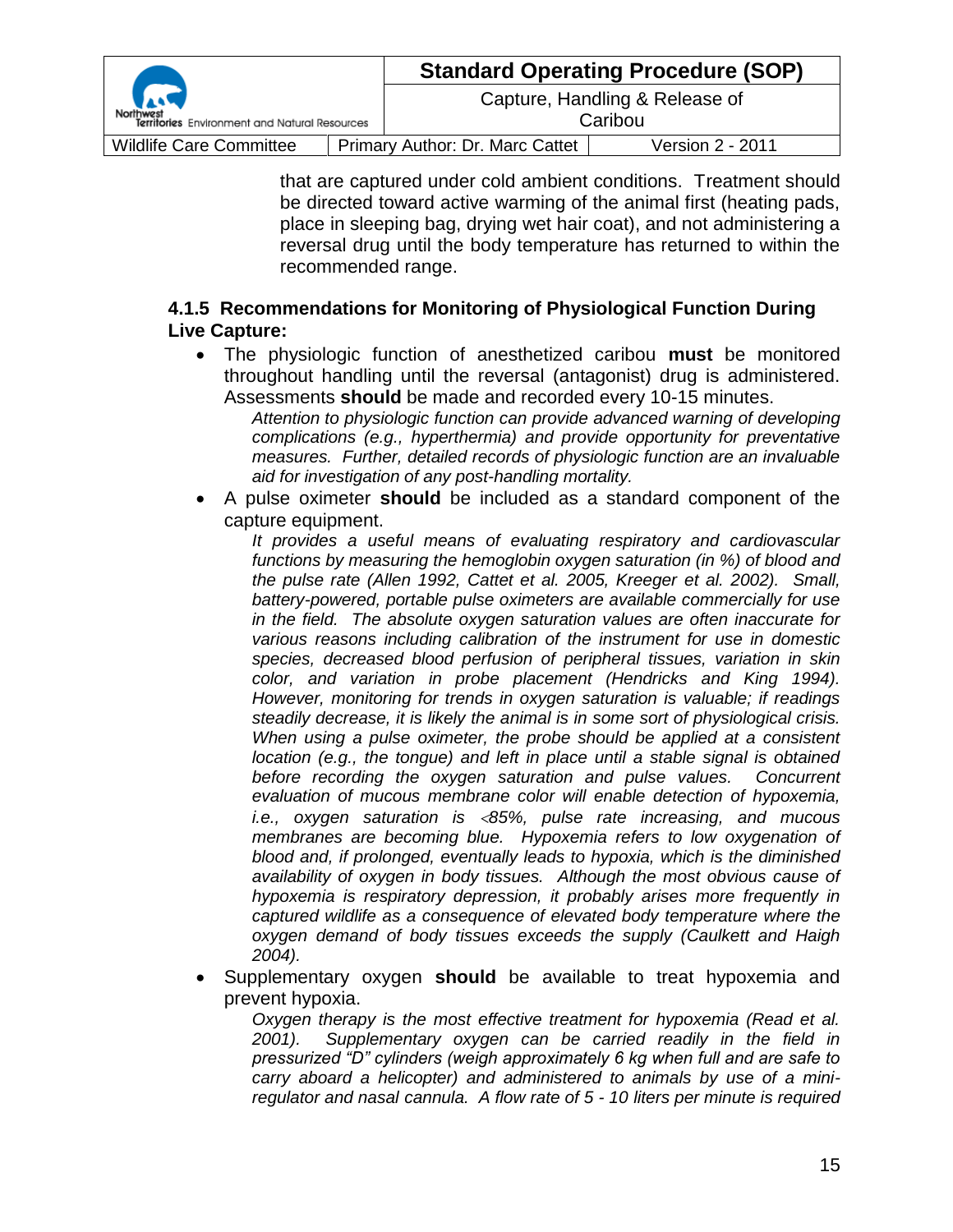that are captured under cold ambient conditions. Treatment should be directed toward active warming of the animal first (heating pads, place in sleeping bag, drying wet hair coat), and not administering a reversal drug until the body temperature has returned to within the recommended range.

#### 4.1.5 Recommendations for Monitoring of Physiological Function During Live Capture:

- The physiologic function of anesthetized caribou **must** be monitored throughout handling until the reversal (antagonist) drug is administered. Assessments **should** be made and recorded every 10-15 minutes.

  *Attention to physiologic function can provide advanced warning of developing complications (e.g., hyperthermia) and provide opportunity for preventative measures. Further, detailed records of physiologic function are an invaluable aid for investigation of any post-handling mortality.*

- A pulse oximeter **should** be included as a standard component of the capture equipment.

  *It provides a useful means of evaluating respiratory and cardiovascular functions by measuring the hemoglobin oxygen saturation (in %) of blood and the pulse rate (Allen 1992, Cattet et al. 2005, Kreeger et al. 2002). Small, battery-powered, portable pulse oximeters are available commercially for use in the field. The absolute oxygen saturation values are often inaccurate for various reasons including calibration of the instrument for use in domestic species, decreased blood perfusion of peripheral tissues, variation in skin color, and variation in probe placement (Hendricks and King 1994). However, monitoring for trends in oxygen saturation is valuable; if readings steadily decrease, it is likely the animal is in some sort of physiological crisis. When using a pulse oximeter, the probe should be applied at a consistent location (e.g., the tongue) and left in place until a stable signal is obtained before recording the oxygen saturation and pulse values. Concurrent evaluation of mucous membrane color will enable detection of hypoxemia, i.e., oxygen saturation is <85%, pulse rate increasing, and mucous membranes are becoming blue. Hypoxemia refers to low oxygenation of blood and, if prolonged, eventually leads to hypoxia, which is the diminished availability of oxygen in body tissues. Although the most obvious cause of hypoxemia is respiratory depression, it probably arises more frequently in captured wildlife as a consequence of elevated body temperature where the oxygen demand of body tissues exceeds the supply (Caulkett and Haigh 2004).*

- Supplementary oxygen **should** be available to treat hypoxemia and prevent hypoxia.

  *Oxygen therapy is the most effective treatment for hypoxemia (Read et al. 2001). Supplementary oxygen can be carried readily in the field in pressurized "D" cylinders (weigh approximately 6 kg when full and are safe to carry aboard a helicopter) and administered to animals by use of a mini-regulator and nasal cannula. A flow rate of 5 - 10 liters per minute is required*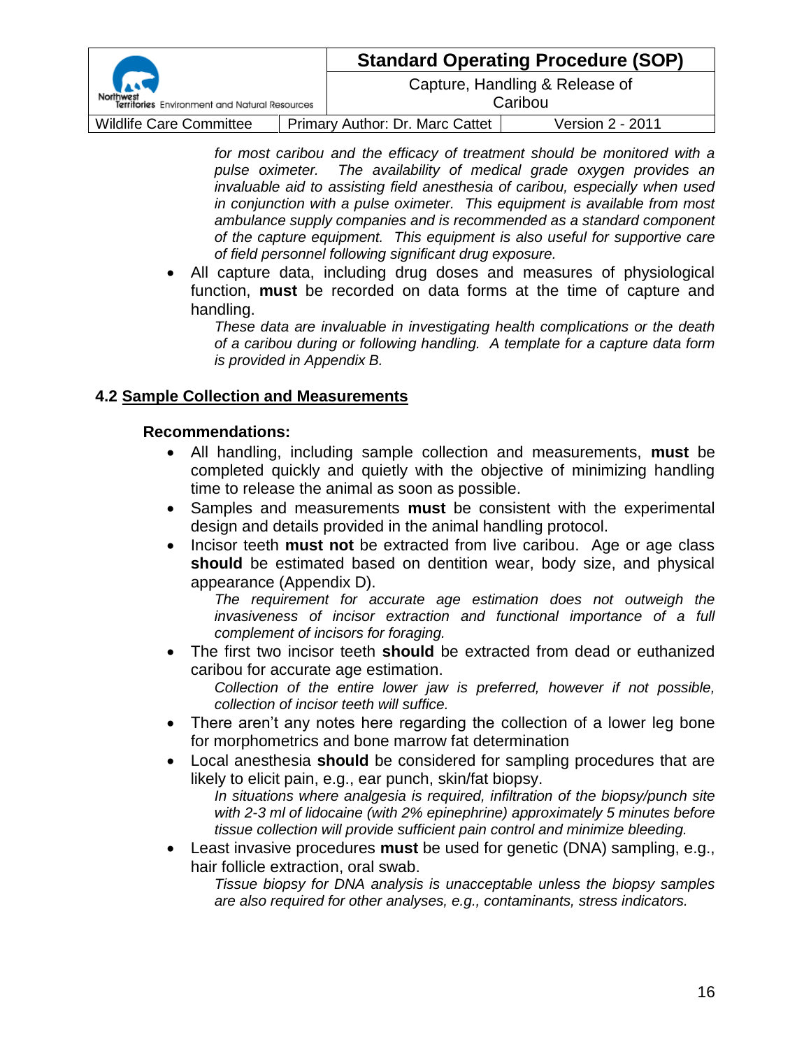*for most caribou and the efficacy of treatment should be monitored with a pulse oximeter. The availability of medical grade oxygen provides an invaluable aid to assisting field anesthesia of caribou, especially when used in conjunction with a pulse oximeter. This equipment is available from most ambulance supply companies and is recommended as a standard component of the capture equipment. This equipment is also useful for supportive care of field personnel following significant drug exposure.*

- All capture data, including drug doses and measures of physiological function, **must** be recorded on data forms at the time of capture and handling.

  *These data are invaluable in investigating health complications or the death of a caribou during or following handling. A template for a capture data form is provided in Appendix B.*

### 4.2 Sample Collection and Measurements

**Recommendations:**

- All handling, including sample collection and measurements, **must** be completed quickly and quietly with the objective of minimizing handling time to release the animal as soon as possible.
- Samples and measurements **must** be consistent with the experimental design and details provided in the animal handling protocol.
- Incisor teeth **must not** be extracted from live caribou. Age or age class **should** be estimated based on dentition wear, body size, and physical appearance (Appendix D).

  *The requirement for accurate age estimation does not outweigh the invasiveness of incisor extraction and functional importance of a full complement of incisors for foraging.*

- The first two incisor teeth **should** be extracted from dead or euthanized caribou for accurate age estimation.

  *Collection of the entire lower jaw is preferred, however if not possible, collection of incisor teeth will suffice.*

- There aren't any notes here regarding the collection of a lower leg bone for morphometrics and bone marrow fat determination
- Local anesthesia **should** be considered for sampling procedures that are likely to elicit pain, e.g., ear punch, skin/fat biopsy.

  *In situations where analgesia is required, infiltration of the biopsy/punch site with 2-3 ml of lidocaine (with 2% epinephrine) approximately 5 minutes before tissue collection will provide sufficient pain control and minimize bleeding.*

- Least invasive procedures **must** be used for genetic (DNA) sampling, e.g., hair follicle extraction, oral swab.

  *Tissue biopsy for DNA analysis is unacceptable unless the biopsy samples are also required for other analyses, e.g., contaminants, stress indicators.*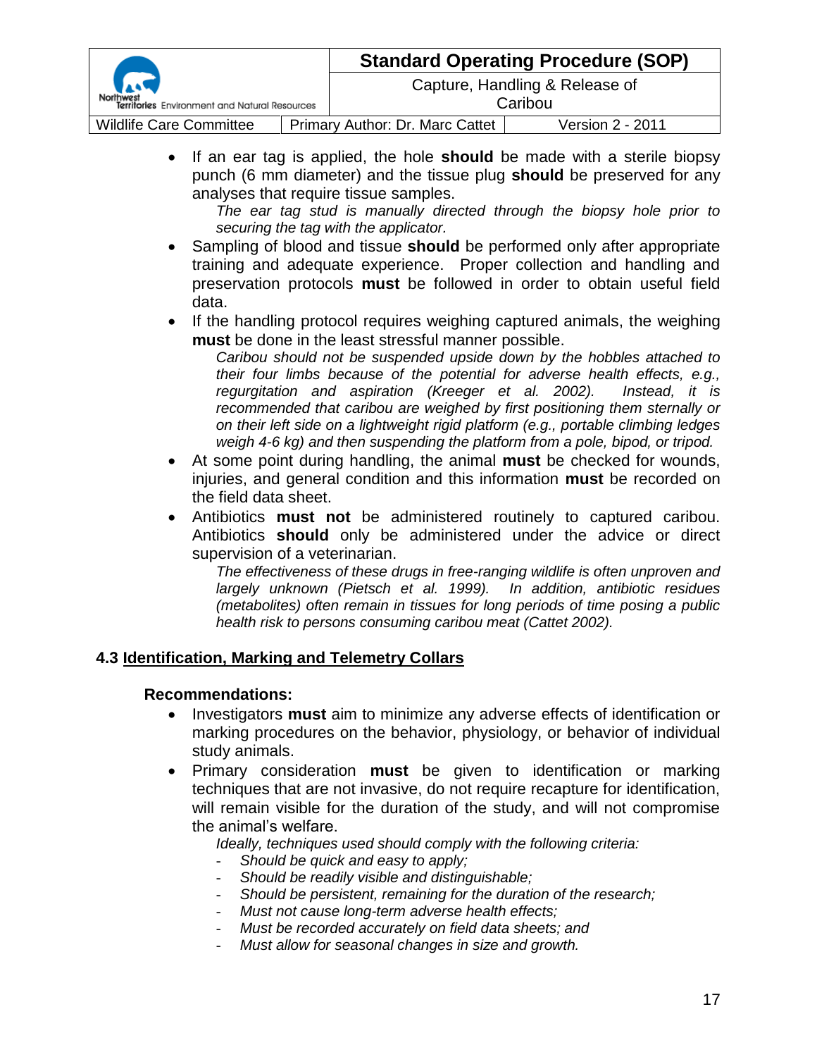- If an ear tag is applied, the hole **should** be made with a sterile biopsy punch (6 mm diameter) and the tissue plug **should** be preserved for any analyses that require tissue samples.

  *The ear tag stud is manually directed through the biopsy hole prior to securing the tag with the applicator.*

- Sampling of blood and tissue **should** be performed only after appropriate training and adequate experience. Proper collection and handling and preservation protocols **must** be followed in order to obtain useful field data.
- If the handling protocol requires weighing captured animals, the weighing **must** be done in the least stressful manner possible.

  *Caribou should not be suspended upside down by the hobbles attached to their four limbs because of the potential for adverse health effects, e.g., regurgitation and aspiration (Kreeger et al. 2002). Instead, it is recommended that caribou are weighed by first positioning them sternally or on their left side on a lightweight rigid platform (e.g., portable climbing ledges weigh 4-6 kg) and then suspending the platform from a pole, bipod, or tripod.*

- At some point during handling, the animal **must** be checked for wounds, injuries, and general condition and this information **must** be recorded on the field data sheet.
- Antibiotics **must not** be administered routinely to captured caribou. Antibiotics **should** only be administered under the advice or direct supervision of a veterinarian.

  *The effectiveness of these drugs in free-ranging wildlife is often unproven and largely unknown (Pietsch et al. 1999). In addition, antibiotic residues (metabolites) often remain in tissues for long periods of time posing a public health risk to persons consuming caribou meat (Cattet 2002).*

### 4.3 Identification, Marking and Telemetry Collars

**Recommendations:**

- Investigators **must** aim to minimize any adverse effects of identification or marking procedures on the behavior, physiology, or behavior of individual study animals.
- Primary consideration **must** be given to identification or marking techniques that are not invasive, do not require recapture for identification, will remain visible for the duration of the study, and will not compromise the animal's welfare.

  *Ideally, techniques used should comply with the following criteria:*

  - *Should be quick and easy to apply;*
  - *Should be readily visible and distinguishable;*
  - *Should be persistent, remaining for the duration of the research;*
  - *Must not cause long-term adverse health effects;*
  - *Must be recorded accurately on field data sheets; and*
  - *Must allow for seasonal changes in size and growth.*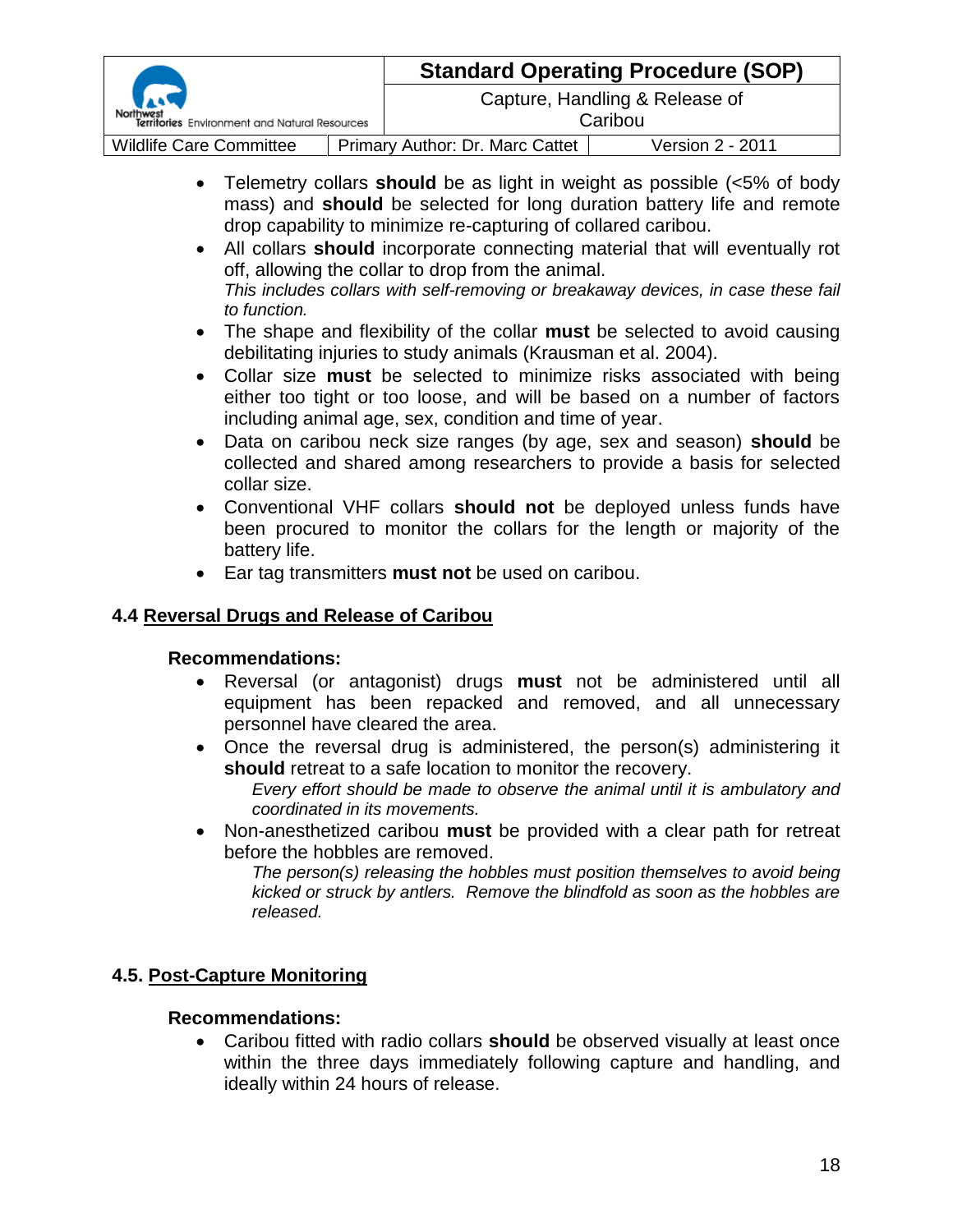- Telemetry collars **should** be as light in weight as possible (<5% of body mass) and **should** be selected for long duration battery life and remote drop capability to minimize re-capturing of collared caribou.
- All collars **should** incorporate connecting material that will eventually rot off, allowing the collar to drop from the animal.
  *This includes collars with self-removing or breakaway devices, in case these fail to function.*
- The shape and flexibility of the collar **must** be selected to avoid causing debilitating injuries to study animals (Krausman et al. 2004).
- Collar size **must** be selected to minimize risks associated with being either too tight or too loose, and will be based on a number of factors including animal age, sex, condition and time of year.
- Data on caribou neck size ranges (by age, sex and season) **should** be collected and shared among researchers to provide a basis for selected collar size.
- Conventional VHF collars **should not** be deployed unless funds have been procured to monitor the collars for the length or majority of the battery life.
- Ear tag transmitters **must not** be used on caribou.

## 4.4 Reversal Drugs and Release of Caribou

**Recommendations:**

- Reversal (or antagonist) drugs **must** not be administered until all equipment has been repacked and removed, and all unnecessary personnel have cleared the area.
- Once the reversal drug is administered, the person(s) administering it **should** retreat to a safe location to monitor the recovery.
  *Every effort should be made to observe the animal until it is ambulatory and coordinated in its movements.*
- Non-anesthetized caribou **must** be provided with a clear path for retreat before the hobbles are removed.
  *The person(s) releasing the hobbles must position themselves to avoid being kicked or struck by antlers. Remove the blindfold as soon as the hobbles are released.*

## 4.5. Post-Capture Monitoring

**Recommendations:**

- Caribou fitted with radio collars **should** be observed visually at least once within the three days immediately following capture and handling, and ideally within 24 hours of release.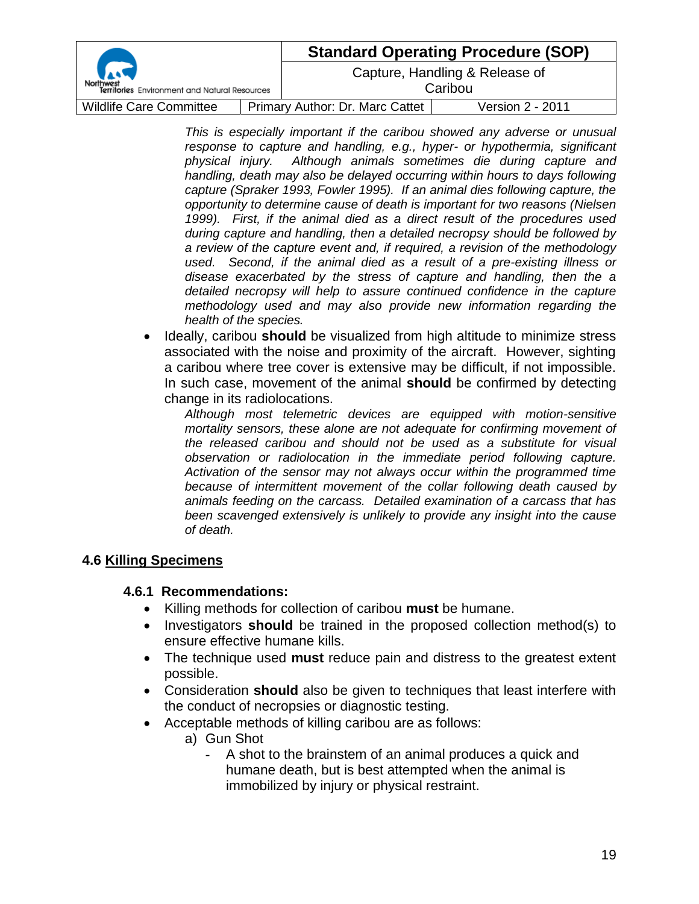*This is especially important if the caribou showed any adverse or unusual response to capture and handling, e.g., hyper- or hypothermia, significant physical injury. Although animals sometimes die during capture and handling, death may also be delayed occurring within hours to days following capture (Spraker 1993, Fowler 1995). If an animal dies following capture, the opportunity to determine cause of death is important for two reasons (Nielsen 1999). First, if the animal died as a direct result of the procedures used during capture and handling, then a detailed necropsy should be followed by a review of the capture event and, if required, a revision of the methodology used. Second, if the animal died as a result of a pre-existing illness or disease exacerbated by the stress of capture and handling, then the a detailed necropsy will help to assure continued confidence in the capture methodology used and may also provide new information regarding the health of the species.*

- Ideally, caribou **should** be visualized from high altitude to minimize stress associated with the noise and proximity of the aircraft. However, sighting a caribou where tree cover is extensive may be difficult, if not impossible. In such case, movement of the animal **should** be confirmed by detecting change in its radiolocations.

  *Although most telemetric devices are equipped with motion-sensitive mortality sensors, these alone are not adequate for confirming movement of the released caribou and should not be used as a substitute for visual observation or radiolocation in the immediate period following capture. Activation of the sensor may not always occur within the programmed time because of intermittent movement of the collar following death caused by animals feeding on the carcass. Detailed examination of a carcass that has been scavenged extensively is unlikely to provide any insight into the cause of death.*

## 4.6 Killing Specimens

### 4.6.1 Recommendations:

- Killing methods for collection of caribou **must** be humane.
- Investigators **should** be trained in the proposed collection method(s) to ensure effective humane kills.
- The technique used **must** reduce pain and distress to the greatest extent possible.
- Consideration **should** also be given to techniques that least interfere with the conduct of necropsies or diagnostic testing.
- Acceptable methods of killing caribou are as follows:
  a) Gun Shot
     - A shot to the brainstem of an animal produces a quick and humane death, but is best attempted when the animal is immobilized by injury or physical restraint.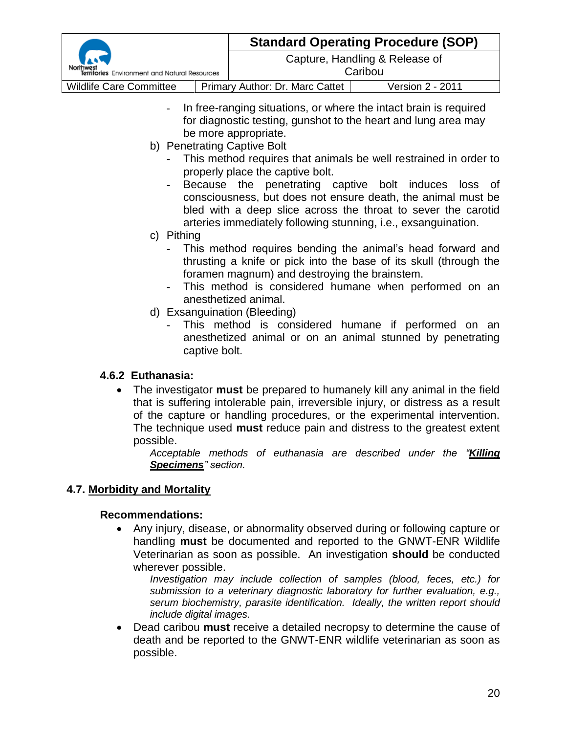- In free-ranging situations, or where the intact brain is required for diagnostic testing, gunshot to the heart and lung area may be more appropriate.

b) Penetrating Captive Bolt
   - This method requires that animals be well restrained in order to properly place the captive bolt.
   - Because the penetrating captive bolt induces loss of consciousness, but does not ensure death, the animal must be bled with a deep slice across the throat to sever the carotid arteries immediately following stunning, i.e., exsanguination.

c) Pithing
   - This method requires bending the animal's head forward and thrusting a knife or pick into the base of its skull (through the foramen magnum) and destroying the brainstem.
   - This method is considered humane when performed on an anesthetized animal.

d) Exsanguination (Bleeding)
   - This method is considered humane if performed on an anesthetized animal or on an animal stunned by penetrating captive bolt.

### 4.6.2 Euthanasia:

- The investigator **must** be prepared to humanely kill any animal in the field that is suffering intolerable pain, irreversible injury, or distress as a result of the capture or handling procedures, or the experimental intervention. The technique used **must** reduce pain and distress to the greatest extent possible.

  *Acceptable methods of euthanasia are described under the "**Killing Specimens**" section.*

## 4.7. Morbidity and Mortality

### Recommendations:

- Any injury, disease, or abnormality observed during or following capture or handling **must** be documented and reported to the GNWT-ENR Wildlife Veterinarian as soon as possible. An investigation **should** be conducted wherever possible.

  *Investigation may include collection of samples (blood, feces, etc.) for submission to a veterinary diagnostic laboratory for further evaluation, e.g., serum biochemistry, parasite identification. Ideally, the written report should include digital images.*

- Dead caribou **must** receive a detailed necropsy to determine the cause of death and be reported to the GNWT-ENR wildlife veterinarian as soon as possible.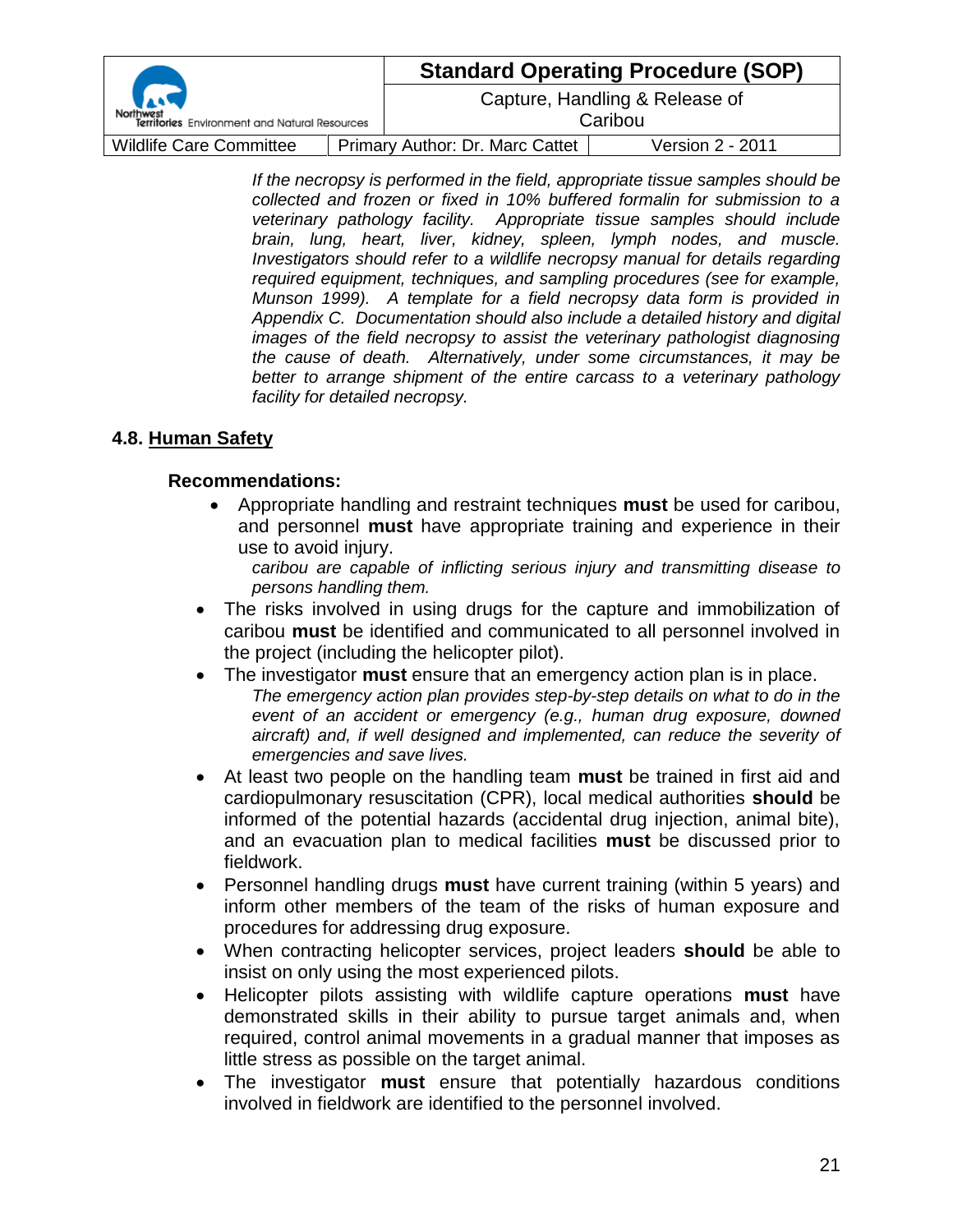*If the necropsy is performed in the field, appropriate tissue samples should be collected and frozen or fixed in 10% buffered formalin for submission to a veterinary pathology facility. Appropriate tissue samples should include brain, lung, heart, liver, kidney, spleen, lymph nodes, and muscle. Investigators should refer to a wildlife necropsy manual for details regarding required equipment, techniques, and sampling procedures (see for example, Munson 1999). A template for a field necropsy data form is provided in Appendix C. Documentation should also include a detailed history and digital images of the field necropsy to assist the veterinary pathologist diagnosing the cause of death. Alternatively, under some circumstances, it may be better to arrange shipment of the entire carcass to a veterinary pathology facility for detailed necropsy.*

### 4.8. Human Safety

**Recommendations:**

- Appropriate handling and restraint techniques **must** be used for caribou, and personnel **must** have appropriate training and experience in their use to avoid injury.

  *caribou are capable of inflicting serious injury and transmitting disease to persons handling them.*

- The risks involved in using drugs for the capture and immobilization of caribou **must** be identified and communicated to all personnel involved in the project (including the helicopter pilot).
- The investigator **must** ensure that an emergency action plan is in place.

  *The emergency action plan provides step-by-step details on what to do in the event of an accident or emergency (e.g., human drug exposure, downed aircraft) and, if well designed and implemented, can reduce the severity of emergencies and save lives.*

- At least two people on the handling team **must** be trained in first aid and cardiopulmonary resuscitation (CPR), local medical authorities **should** be informed of the potential hazards (accidental drug injection, animal bite), and an evacuation plan to medical facilities **must** be discussed prior to fieldwork.
- Personnel handling drugs **must** have current training (within 5 years) and inform other members of the team of the risks of human exposure and procedures for addressing drug exposure.
- When contracting helicopter services, project leaders **should** be able to insist on only using the most experienced pilots.
- Helicopter pilots assisting with wildlife capture operations **must** have demonstrated skills in their ability to pursue target animals and, when required, control animal movements in a gradual manner that imposes as little stress as possible on the target animal.
- The investigator **must** ensure that potentially hazardous conditions involved in fieldwork are identified to the personnel involved.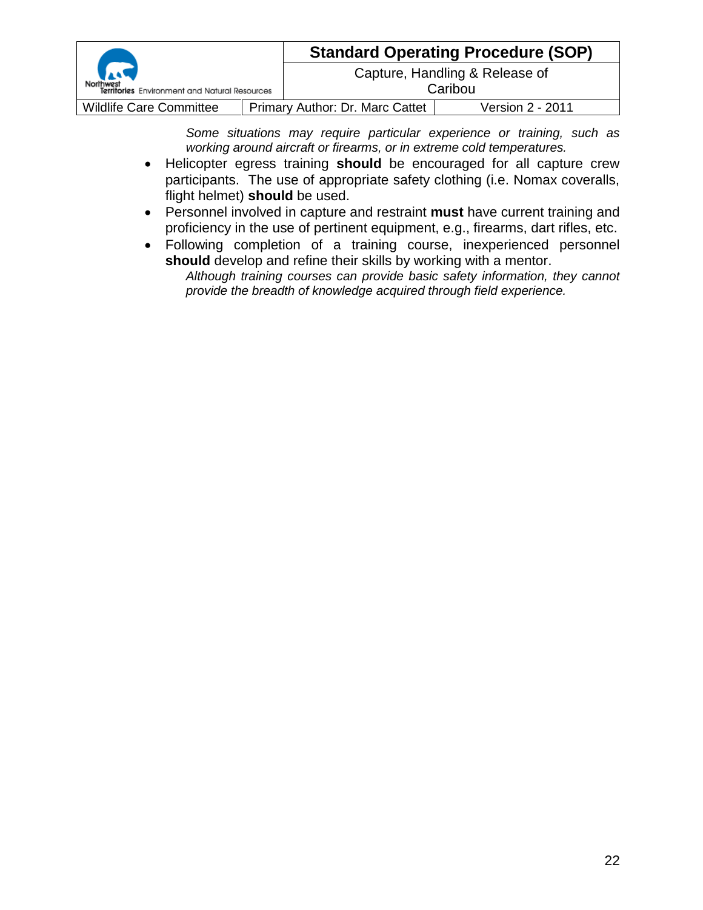*Some situations may require particular experience or training, such as working around aircraft or firearms, or in extreme cold temperatures.*

- Helicopter egress training **should** be encouraged for all capture crew participants. The use of appropriate safety clothing (i.e. Nomax coveralls, flight helmet) **should** be used.
- Personnel involved in capture and restraint **must** have current training and proficiency in the use of pertinent equipment, e.g., firearms, dart rifles, etc.
- Following completion of a training course, inexperienced personnel **should** develop and refine their skills by working with a mentor.

  *Although training courses can provide basic safety information, they cannot provide the breadth of knowledge acquired through field experience.*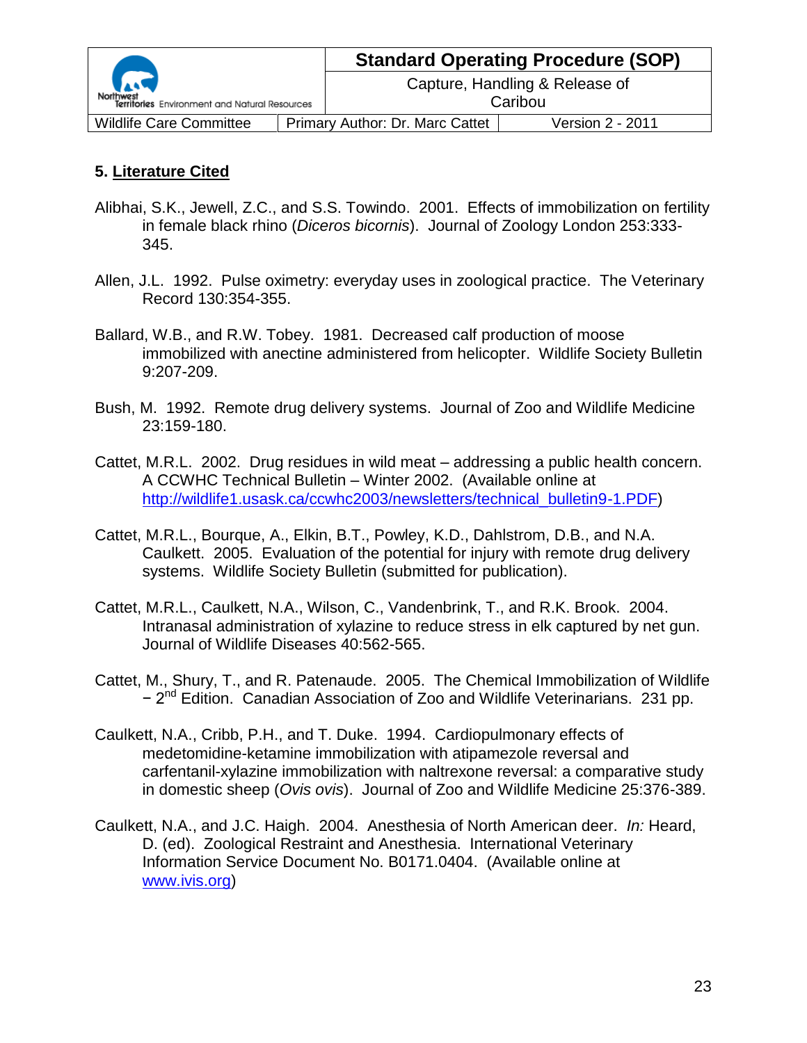## 5. Literature Cited

Alibhai, S.K., Jewell, Z.C., and S.S. Towindo. 2001. Effects of immobilization on fertility in female black rhino (*Diceros bicornis*). Journal of Zoology London 253:333-345.

Allen, J.L. 1992. Pulse oximetry: everyday uses in zoological practice. The Veterinary Record 130:354-355.

Ballard, W.B., and R.W. Tobey. 1981. Decreased calf production of moose immobilized with anectine administered from helicopter. Wildlife Society Bulletin 9:207-209.

Bush, M. 1992. Remote drug delivery systems. Journal of Zoo and Wildlife Medicine 23:159-180.

Cattet, M.R.L. 2002. Drug residues in wild meat – addressing a public health concern. A CCWHC Technical Bulletin – Winter 2002. (Available online at http://wildlife1.usask.ca/ccwhc2003/newsletters/technical_bulletin9-1.PDF)

Cattet, M.R.L., Bourque, A., Elkin, B.T., Powley, K.D., Dahlstrom, D.B., and N.A. Caulkett. 2005. Evaluation of the potential for injury with remote drug delivery systems. Wildlife Society Bulletin (submitted for publication).

Cattet, M.R.L., Caulkett, N.A., Wilson, C., Vandenbrink, T., and R.K. Brook. 2004. Intranasal administration of xylazine to reduce stress in elk captured by net gun. Journal of Wildlife Diseases 40:562-565.

Cattet, M., Shury, T., and R. Patenaude. 2005. The Chemical Immobilization of Wildlife – 2nd Edition. Canadian Association of Zoo and Wildlife Veterinarians. 231 pp.

Caulkett, N.A., Cribb, P.H., and T. Duke. 1994. Cardiopulmonary effects of medetomidine-ketamine immobilization with atipamezole reversal and carfentanil-xylazine immobilization with naltrexone reversal: a comparative study in domestic sheep (*Ovis ovis*). Journal of Zoo and Wildlife Medicine 25:376-389.

Caulkett, N.A., and J.C. Haigh. 2004. Anesthesia of North American deer. *In:* Heard, D. (ed). Zoological Restraint and Anesthesia. International Veterinary Information Service Document No. B0171.0404. (Available online at www.ivis.org)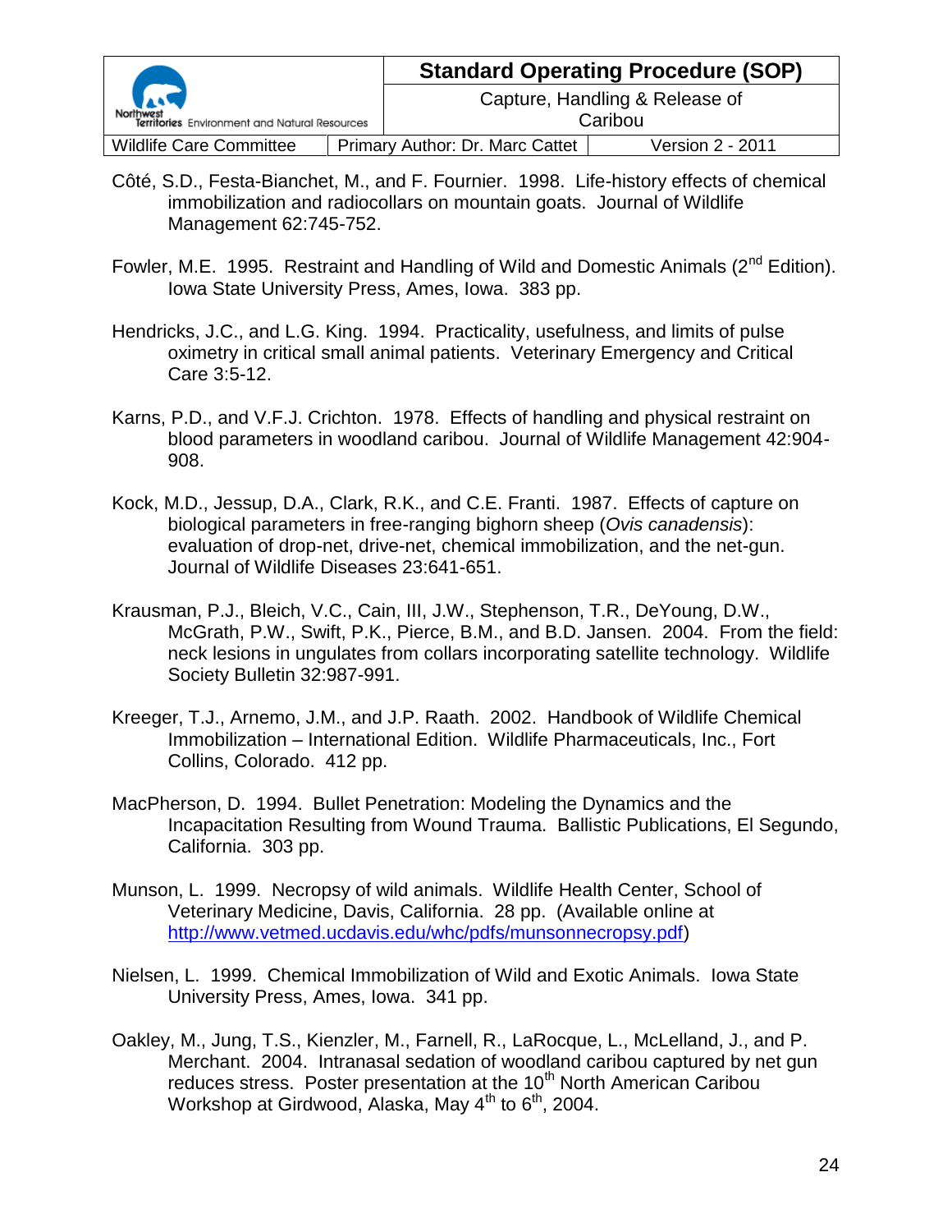Côté, S.D., Festa-Bianchet, M., and F. Fournier. 1998. Life-history effects of chemical immobilization and radiocollars on mountain goats. Journal of Wildlife Management 62:745-752.

Fowler, M.E. 1995. Restraint and Handling of Wild and Domestic Animals (2nd Edition). Iowa State University Press, Ames, Iowa. 383 pp.

Hendricks, J.C., and L.G. King. 1994. Practicality, usefulness, and limits of pulse oximetry in critical small animal patients. Veterinary Emergency and Critical Care 3:5-12.

Karns, P.D., and V.F.J. Crichton. 1978. Effects of handling and physical restraint on blood parameters in woodland caribou. Journal of Wildlife Management 42:904-908.

Kock, M.D., Jessup, D.A., Clark, R.K., and C.E. Franti. 1987. Effects of capture on biological parameters in free-ranging bighorn sheep (*Ovis canadensis*): evaluation of drop-net, drive-net, chemical immobilization, and the net-gun. Journal of Wildlife Diseases 23:641-651.

Krausman, P.J., Bleich, V.C., Cain, III, J.W., Stephenson, T.R., DeYoung, D.W., McGrath, P.W., Swift, P.K., Pierce, B.M., and B.D. Jansen. 2004. From the field: neck lesions in ungulates from collars incorporating satellite technology. Wildlife Society Bulletin 32:987-991.

Kreeger, T.J., Arnemo, J.M., and J.P. Raath. 2002. Handbook of Wildlife Chemical Immobilization – International Edition. Wildlife Pharmaceuticals, Inc., Fort Collins, Colorado. 412 pp.

MacPherson, D. 1994. Bullet Penetration: Modeling the Dynamics and the Incapacitation Resulting from Wound Trauma. Ballistic Publications, El Segundo, California. 303 pp.

Munson, L. 1999. Necropsy of wild animals. Wildlife Health Center, School of Veterinary Medicine, Davis, California. 28 pp. (Available online at http://www.vetmed.ucdavis.edu/whc/pdfs/munsonnecropsy.pdf)

Nielsen, L. 1999. Chemical Immobilization of Wild and Exotic Animals. Iowa State University Press, Ames, Iowa. 341 pp.

Oakley, M., Jung, T.S., Kienzler, M., Farnell, R., LaRocque, L., McLelland, J., and P. Merchant. 2004. Intranasal sedation of woodland caribou captured by net gun reduces stress. Poster presentation at the 10th North American Caribou Workshop at Girdwood, Alaska, May 4th to 6th, 2004.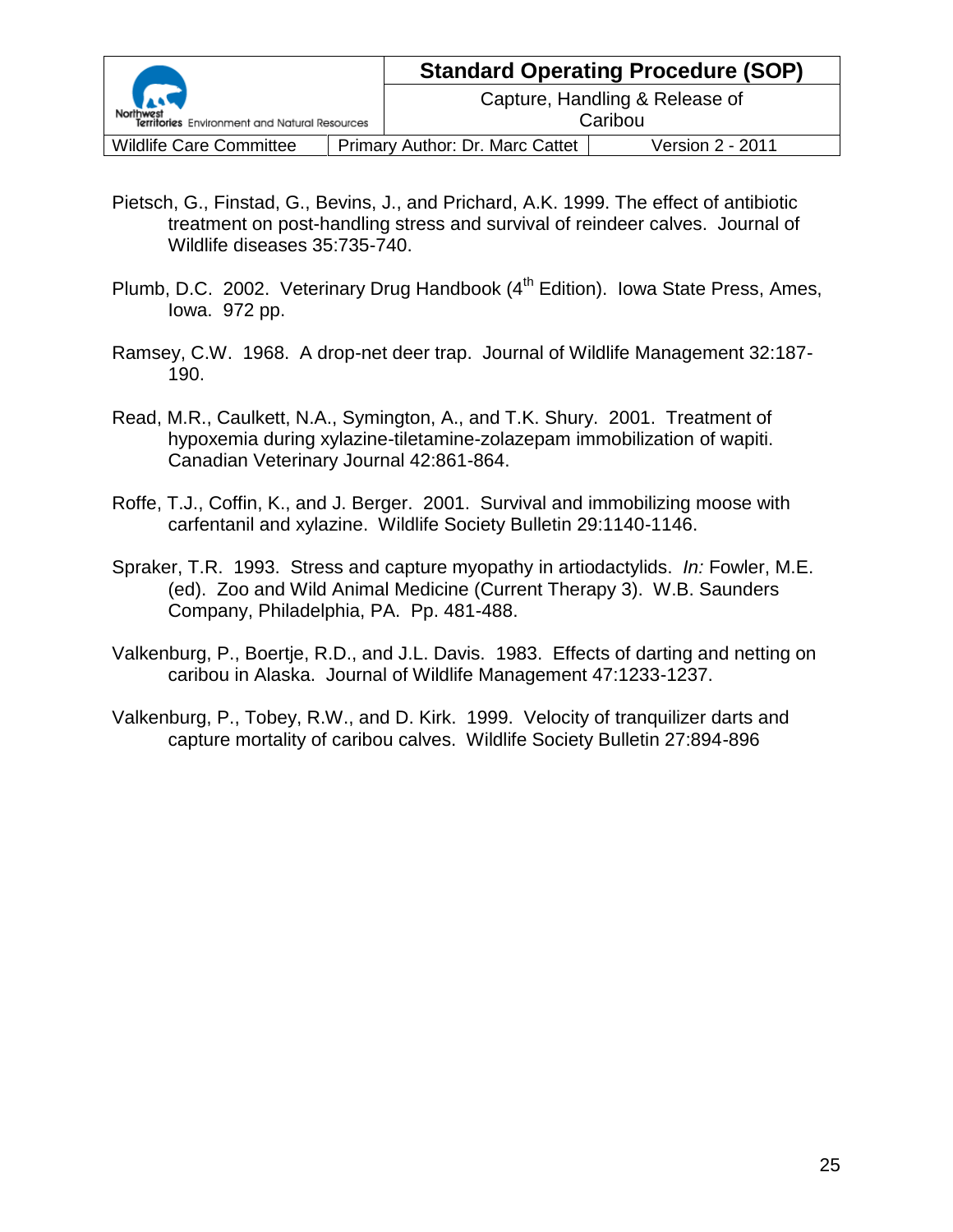Pietsch, G., Finstad, G., Bevins, J., and Prichard, A.K. 1999. The effect of antibiotic treatment on post-handling stress and survival of reindeer calves. Journal of Wildlife diseases 35:735-740.

Plumb, D.C. 2002. Veterinary Drug Handbook (4th Edition). Iowa State Press, Ames, Iowa. 972 pp.

Ramsey, C.W. 1968. A drop-net deer trap. Journal of Wildlife Management 32:187-190.

Read, M.R., Caulkett, N.A., Symington, A., and T.K. Shury. 2001. Treatment of hypoxemia during xylazine-tiletamine-zolazepam immobilization of wapiti. Canadian Veterinary Journal 42:861-864.

Roffe, T.J., Coffin, K., and J. Berger. 2001. Survival and immobilizing moose with carfentanil and xylazine. Wildlife Society Bulletin 29:1140-1146.

Spraker, T.R. 1993. Stress and capture myopathy in artiodactylids. *In:* Fowler, M.E. (ed). Zoo and Wild Animal Medicine (Current Therapy 3). W.B. Saunders Company, Philadelphia, PA. Pp. 481-488.

Valkenburg, P., Boertje, R.D., and J.L. Davis. 1983. Effects of darting and netting on caribou in Alaska. Journal of Wildlife Management 47:1233-1237.

Valkenburg, P., Tobey, R.W., and D. Kirk. 1999. Velocity of tranquilizer darts and capture mortality of caribou calves. Wildlife Society Bulletin 27:894-896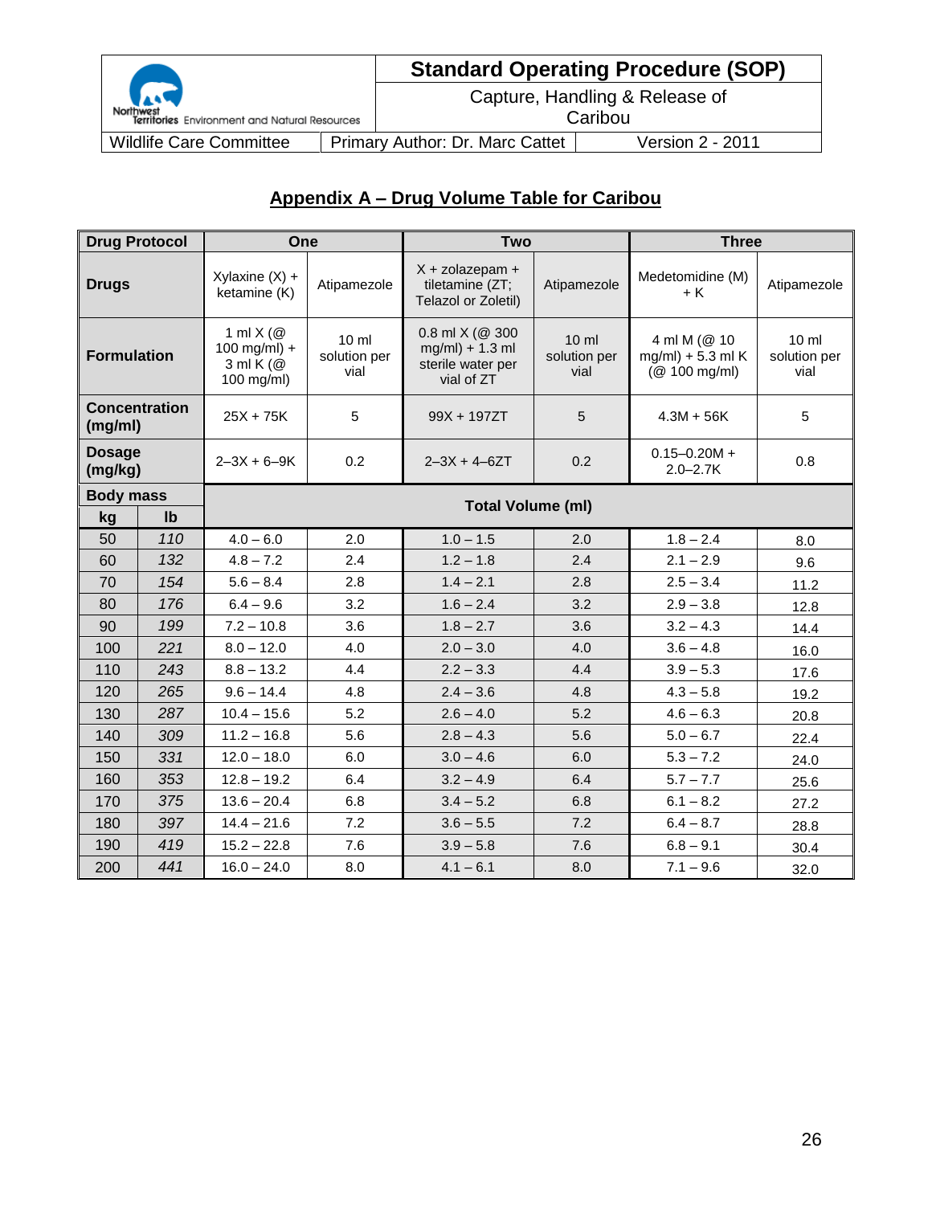## Appendix A – Drug Volume Table for Caribou

| Drug Protocol | | One | | Two | | Three | |
|---|---|---|---|---|---|---|---|
| **Drugs** | | Xylaxine (X) + ketamine (K) | Atipamezole | X + zolazepam + tiletamine (ZT; Telazol or Zoletil) | Atipamezole | Medetomidine (M) + K | Atipamezole |
| **Formulation** | | 1 ml X (@ 100 mg/ml) + 3 ml K (@ 100 mg/ml) | 10 ml solution per vial | 0.8 ml X (@ 300 mg/ml) + 1.3 ml sterile water per vial of ZT | 10 ml solution per vial | 4 ml M (@ 10 mg/ml) + 5.3 ml K (@ 100 mg/ml) | 10 ml solution per vial |
| **Concentration (mg/ml)** | | 25X + 75K | 5 | 99X + 197ZT | 5 | 4.3M + 56K | 5 |
| **Dosage (mg/kg)** | | 2–3X + 6–9K | 0.2 | 2–3X + 4–6ZT | 0.2 | 0.15–0.20M + 2.0–2.7K | 0.8 |
| **Body mass** | | **Total Volume (ml)** | | | | | |
| **kg** | **lb** | | | | | | |
| 50 | *110* | 4.0 – 6.0 | 2.0 | 1.0 – 1.5 | 2.0 | 1.8 – 2.4 | 8.0 |
| 60 | *132* | 4.8 – 7.2 | 2.4 | 1.2 – 1.8 | 2.4 | 2.1 – 2.9 | 9.6 |
| 70 | *154* | 5.6 – 8.4 | 2.8 | 1.4 – 2.1 | 2.8 | 2.5 – 3.4 | 11.2 |
| 80 | *176* | 6.4 – 9.6 | 3.2 | 1.6 – 2.4 | 3.2 | 2.9 – 3.8 | 12.8 |
| 90 | *199* | 7.2 – 10.8 | 3.6 | 1.8 – 2.7 | 3.6 | 3.2 – 4.3 | 14.4 |
| 100 | *221* | 8.0 – 12.0 | 4.0 | 2.0 – 3.0 | 4.0 | 3.6 – 4.8 | 16.0 |
| 110 | *243* | 8.8 – 13.2 | 4.4 | 2.2 – 3.3 | 4.4 | 3.9 – 5.3 | 17.6 |
| 120 | *265* | 9.6 – 14.4 | 4.8 | 2.4 – 3.6 | 4.8 | 4.3 – 5.8 | 19.2 |
| 130 | *287* | 10.4 – 15.6 | 5.2 | 2.6 – 4.0 | 5.2 | 4.6 – 6.3 | 20.8 |
| 140 | *309* | 11.2 – 16.8 | 5.6 | 2.8 – 4.3 | 5.6 | 5.0 – 6.7 | 22.4 |
| 150 | *331* | 12.0 – 18.0 | 6.0 | 3.0 – 4.6 | 6.0 | 5.3 – 7.2 | 24.0 |
| 160 | *353* | 12.8 – 19.2 | 6.4 | 3.2 – 4.9 | 6.4 | 5.7 – 7.7 | 25.6 |
| 170 | *375* | 13.6 – 20.4 | 6.8 | 3.4 – 5.2 | 6.8 | 6.1 – 8.2 | 27.2 |
| 180 | *397* | 14.4 – 21.6 | 7.2 | 3.6 – 5.5 | 7.2 | 6.4 – 8.7 | 28.8 |
| 190 | *419* | 15.2 – 22.8 | 7.6 | 3.9 – 5.8 | 7.6 | 6.8 – 9.1 | 30.4 |
| 200 | *441* | 16.0 – 24.0 | 8.0 | 4.1 – 6.1 | 8.0 | 7.1 – 9.6 | 32.0 |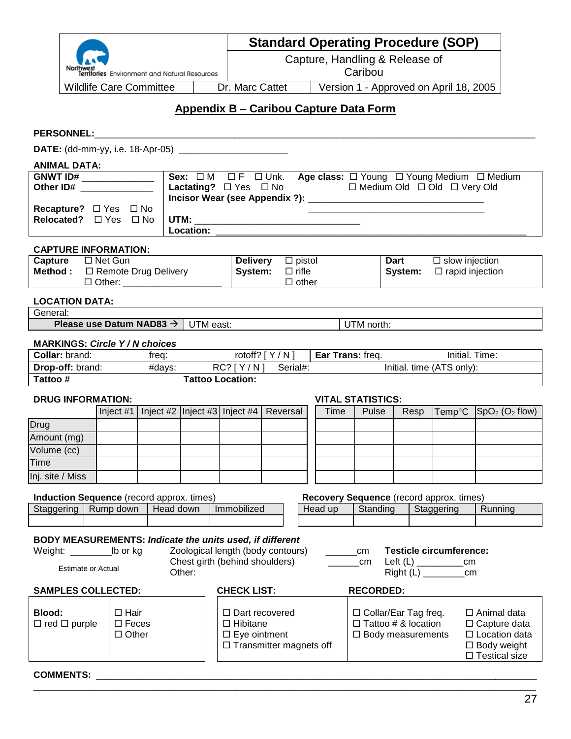| Northwest Territories Environment and Natural Resources | **Standard Operating Procedure (SOP)** | |
|---|---|---|
| | Capture, Handling & Release of Caribou | |
| Wildlife Care Committee | Dr. Marc Cattet | Version 1 - Approved on April 18, 2005 |

## Appendix B – Caribou Capture Data Form

**PERSONNEL:**\_\_\_\_\_\_\_\_\_\_\_\_\_\_\_\_\_\_\_\_\_\_\_\_\_\_\_\_\_\_\_\_\_\_\_\_\_\_\_\_\_\_\_\_\_\_\_\_\_\_\_\_\_\_\_\_\_\_\_\_\_\_\_\_\_\_\_\_\_\_\_\_

**DATE:** (dd-mm-yy, i.e. 18-Apr-05) \_\_\_\_\_\_\_\_\_\_\_\_\_\_\_\_\_\_\_\_

**ANIMAL DATA:**

| | |
|---|---|
| **GNWT ID#** \_\_\_\_\_\_\_\_\_\_\_\_\_ <br> **Other ID#** \_\_\_\_\_\_\_\_\_\_\_\_\_ <br><br> **Recapture?** ☐ Yes ☐ No <br> **Relocated?** ☐ Yes ☐ No | **Sex:** ☐ M ☐ F ☐ Unk. **Age class:** ☐ Young ☐ Young Medium ☐ Medium ☐ Medium Old ☐ Old ☐ Very Old <br> **Lactating?** ☐ Yes ☐ No <br> **Incisor Wear (see Appendix ?):** \_\_\_\_\_\_\_\_\_\_\_\_\_\_\_\_\_\_\_\_\_\_\_\_\_\_\_\_\_\_\_\_ <br> **UTM:** \_\_\_\_\_\_\_\_\_\_\_\_\_\_\_\_\_\_\_\_\_\_\_\_\_\_\_\_\_\_ <br> **Location:** \_\_\_\_\_\_\_\_\_\_\_\_\_\_\_\_\_\_\_\_\_\_\_\_\_\_\_\_\_\_\_\_\_\_\_\_\_\_\_\_\_\_\_\_\_\_\_\_\_\_\_\_ |

**CAPTURE INFORMATION:**

| | | |
|---|---|---|
| **Capture Method :** ☐ Net Gun <br> ☐ Remote Drug Delivery <br> ☐ Other: \_\_\_\_\_\_\_\_\_\_\_\_\_\_\_\_\_\_ | **Delivery System:** ☐ pistol <br> ☐ rifle <br> ☐ other | **Dart System:** ☐ slow injection <br> ☐ rapid injection |

**LOCATION DATA:**

| General: | | |
|---|---|---|
| **Please use Datum NAD83 →** | UTM east: | UTM north: |

**MARKINGS:** ***Circle Y / N choices***

| | | | | |
|---|---|---|---|---|
| **Collar:** brand: | freq: | rotoff? [ Y / N ] | **Ear Trans:** freq. | Initial. Time: |
| **Drop-off:** brand: | #days: | RC? [ Y / N ] Serial#: | | Initial. time (ATS only): |
| **Tattoo #** | **Tattoo Location:** | | | |

**DRUG INFORMATION:**

| | Inject #1 | Inject #2 | Inject #3 | Inject #4 | Reversal |
|---|---|---|---|---|---|
| Drug | | | | | |
| Amount (mg) | | | | | |
| Volume (cc) | | | | | |
| Time | | | | | |
| Inj. site / Miss | | | | | |

**VITAL STATISTICS:**

| Time | Pulse | Resp | Temp°C | $SpO_2$ ($O_2$ flow) |
|---|---|---|---|---|
| | | | | |
| | | | | |
| | | | | |
| | | | | |
| | | | | |

**Induction Sequence** (record approx. times)

| Staggering | Rump down | Head down | Immobilized |
|---|---|---|---|
| | | | |

**Recovery Sequence** (record approx. times)

| Head up | Standing | Staggering | Running |
|---|---|---|---|
| | | | |

**BODY MEASUREMENTS:** ***Indicate the units used, if different***

Weight: \_\_\_\_\_\_\_\_lb or kg

Estimate or Actual

Zoological length (body contours) \_\_\_\_\_\_cm

Chest girth (behind shoulders) \_\_\_\_\_\_cm

Other:

**Testicle circumference:**

Left (L) \_\_\_\_\_\_\_\_\_cm

Right (L) \_\_\_\_\_\_\_\_cm

| **SAMPLES COLLECTED:** | | **CHECK LIST:** | **RECORDED:** | |
|---|---|---|---|---|
| **Blood:** <br> ☐ red ☐ purple | ☐ Hair <br> ☐ Feces <br> ☐ Other | ☐ Dart recovered <br> ☐ Hibitane <br> ☐ Eye ointment <br> ☐ Transmitter magnets off | ☐ Collar/Ear Tag freq. <br> ☐ Tattoo # & location <br> ☐ Body measurements | ☐ Animal data <br> ☐ Capture data <br> ☐ Location data <br> ☐ Body weight <br> ☐ Testical size |

**COMMENTS:** \_\_\_\_\_\_\_\_\_\_\_\_\_\_\_\_\_\_\_\_\_\_\_\_\_\_\_\_\_\_\_\_\_\_\_\_\_\_\_\_\_\_\_\_\_\_\_\_\_\_\_\_\_\_\_\_\_\_\_\_\_\_\_\_\_\_\_\_\_\_\_\_

\_\_\_\_\_\_\_\_\_\_\_\_\_\_\_\_\_\_\_\_\_\_\_\_\_\_\_\_\_\_\_\_\_\_\_\_\_\_\_\_\_\_\_\_\_\_\_\_\_\_\_\_\_\_\_\_\_\_\_\_\_\_\_\_\_\_\_\_\_\_\_\_\_\_\_\_\_\_\_\_\_\_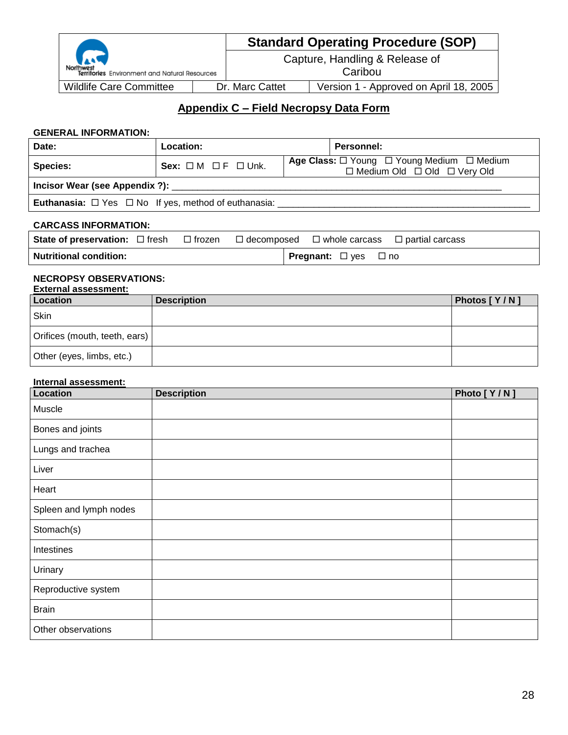| Northwest Territories Environment and Natural Resources | Standard Operating Procedure (SOP) | |
|---|---|---|
| | Capture, Handling & Release of Caribou | |
| Wildlife Care Committee | Dr. Marc Cattet | Version 1 - Approved on April 18, 2005 |

## Appendix C – Field Necropsy Data Form

**GENERAL INFORMATION:**

| **Date:** | **Location:** | **Personnel:** |
|---|---|---|
| **Species:** | **Sex:** ☐ M ☐ F ☐ Unk. | **Age Class:** ☐ Young ☐ Young Medium ☐ Medium ☐ Medium Old ☐ Old ☐ Very Old |
| **Incisor Wear (see Appendix ?):** ___________________________ | | |
| **Euthanasia:** ☐ Yes ☐ No If yes, method of euthanasia: ___________________________ | | |

**CARCASS INFORMATION:**

| **State of preservation:** ☐ fresh ☐ frozen ☐ decomposed ☐ whole carcass ☐ partial carcass | |
|---|---|
| **Nutritional condition:** | **Pregnant:** ☐ yes ☐ no |

**NECROPSY OBSERVATIONS:**

**External assessment:**

| Location | Description | Photos [ Y / N ] |
|---|---|---|
| Skin | | |
| Orifices (mouth, teeth, ears) | | |
| Other (eyes, limbs, etc.) | | |

**Internal assessment:**

| Location | Description | Photo [ Y / N ] |
|---|---|---|
| Muscle | | |
| Bones and joints | | |
| Lungs and trachea | | |
| Liver | | |
| Heart | | |
| Spleen and lymph nodes | | |
| Stomach(s) | | |
| Intestines | | |
| Urinary | | |
| Reproductive system | | |
| Brain | | |
| Other observations | | |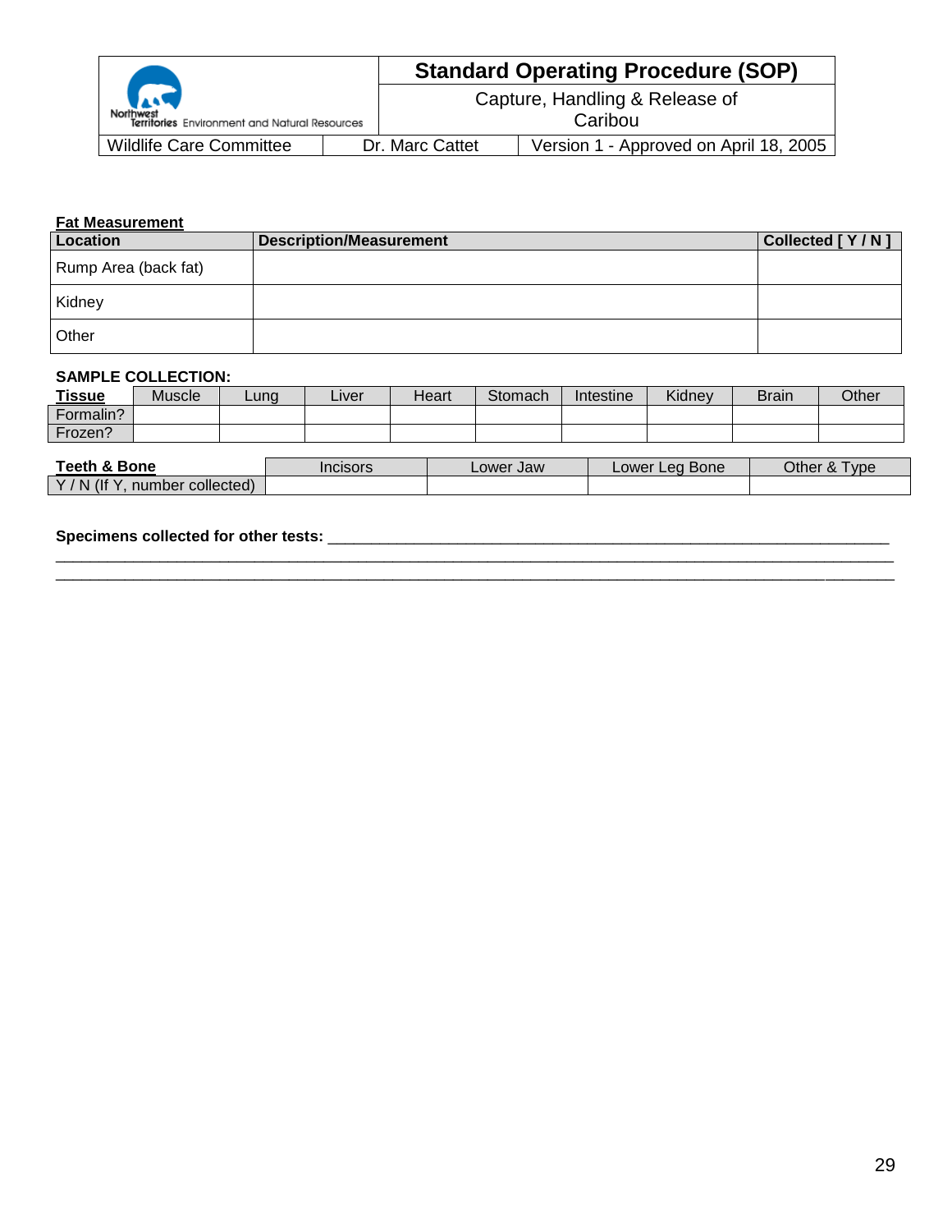**Fat Measurement**

| Location | Description/Measurement | Collected [ Y / N ] |
|---|---|---|
| Rump Area (back fat) | | |
| Kidney | | |
| Other | | |

**SAMPLE COLLECTION:**

| Tissue | Muscle | Lung | Liver | Heart | Stomach | Intestine | Kidney | Brain | Other |
|---|---|---|---|---|---|---|---|---|---|
| Formalin? | | | | | | | | | |
| Frozen? | | | | | | | | | |

| Teeth & Bone | Incisors | Lower Jaw | Lower Leg Bone | Other & Type |
|---|---|---|---|---|
| Y / N (If Y, number collected) | | | | |

**Specimens collected for other tests:** ___________________________________________________________________

______________________________________________________________________________________________

______________________________________________________________________________________________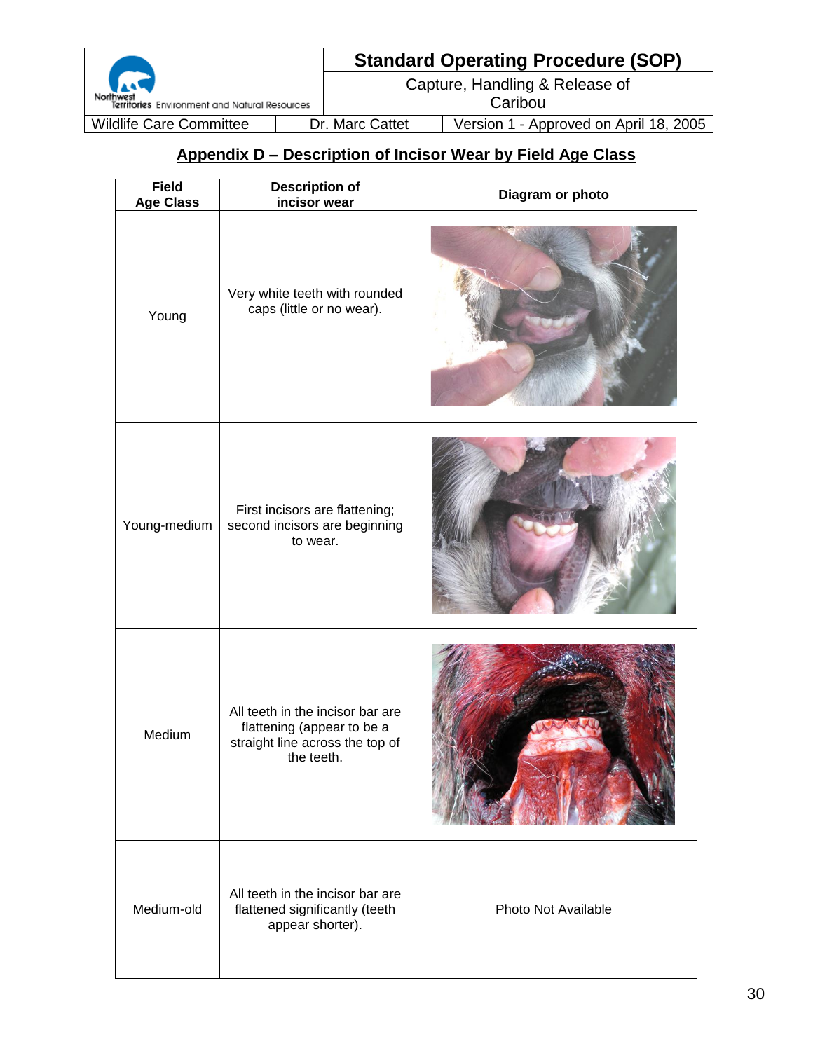## Appendix D – Description of Incisor Wear by Field Age Class

| Field Age Class | Description of incisor wear | Diagram or photo |
|---|---|---|
| Young | Very white teeth with rounded caps (little or no wear). | |
| Young-medium | First incisors are flattening; second incisors are beginning to wear. | |
| Medium | All teeth in the incisor bar are flattening (appear to be a straight line across the top of the teeth. | |
| Medium-old | All teeth in the incisor bar are flattened significantly (teeth appear shorter). | Photo Not Available |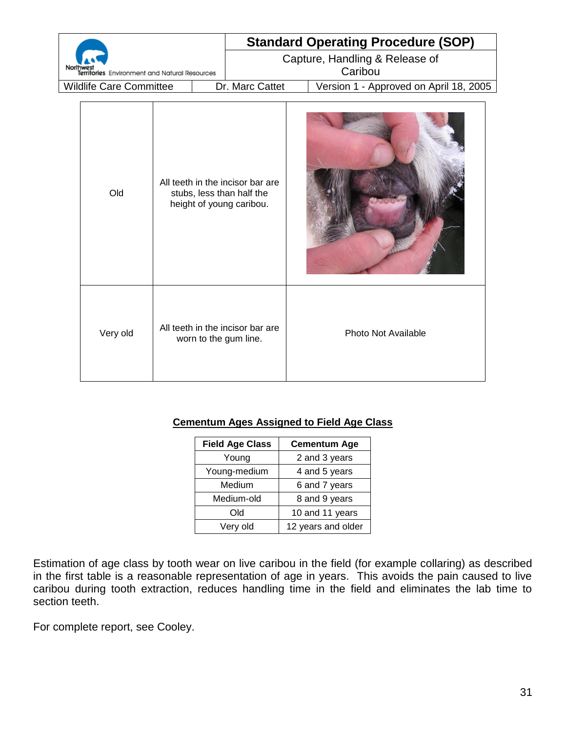| | | |
|---|---|---|
| Old | All teeth in the incisor bar are stubs, less than half the height of young caribou. | |
| Very old | All teeth in the incisor bar are worn to the gum line. | Photo Not Available |

**Cementum Ages Assigned to Field Age Class**

| Field Age Class | Cementum Age |
|---|---|
| Young | 2 and 3 years |
| Young-medium | 4 and 5 years |
| Medium | 6 and 7 years |
| Medium-old | 8 and 9 years |
| Old | 10 and 11 years |
| Very old | 12 years and older |

Estimation of age class by tooth wear on live caribou in the field (for example collaring) as described in the first table is a reasonable representation of age in years. This avoids the pain caused to live caribou during tooth extraction, reduces handling time in the field and eliminates the lab time to section teeth.

For complete report, see Cooley.